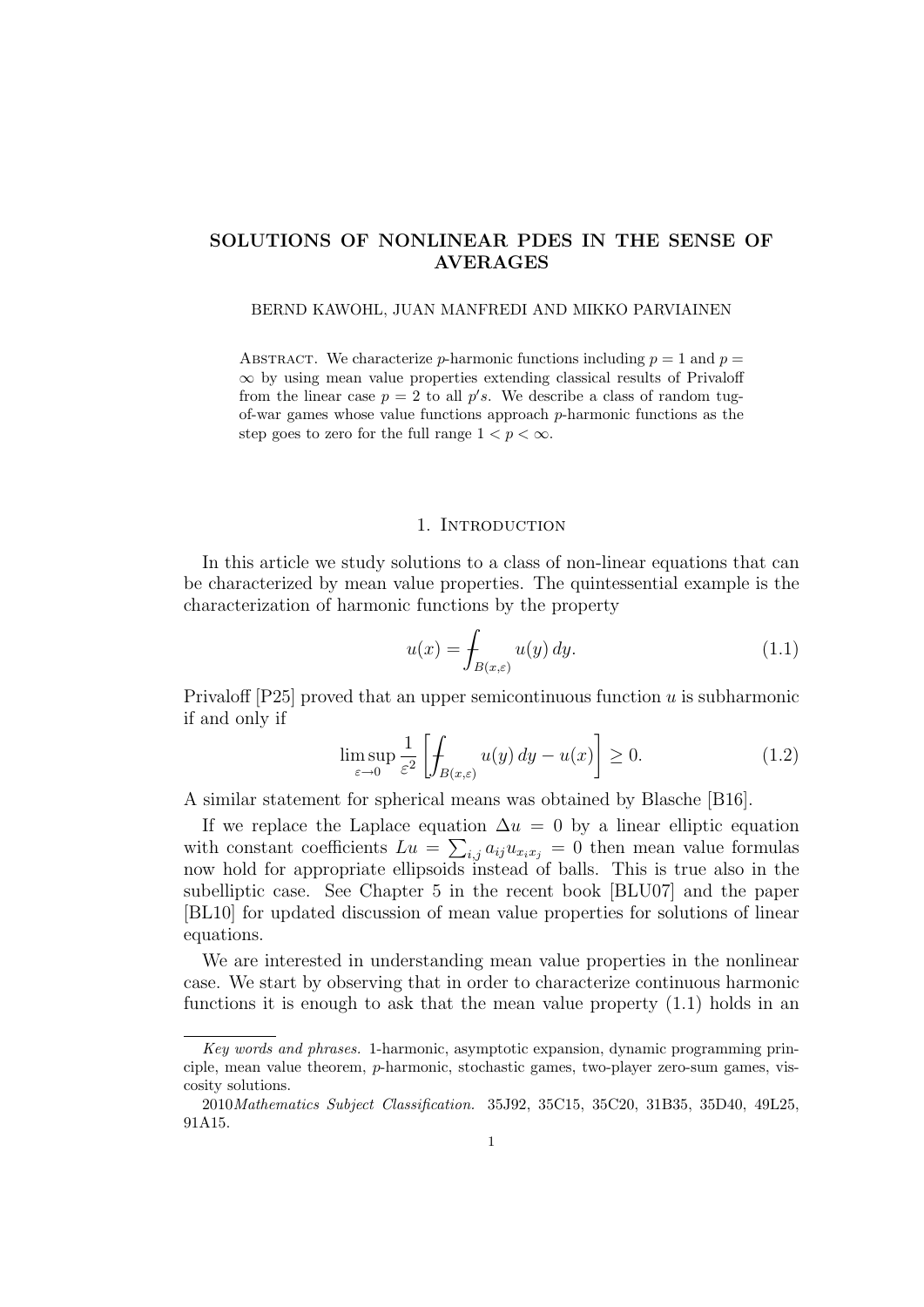# SOLUTIONS OF NONLINEAR PDES IN THE SENSE OF AVERAGES

BERND KAWOHL, JUAN MANFREDI AND MIKKO PARVIAINEN

ABSTRACT. We characterize $p$-harmonic functions including $p = 1$ and $p = \infty$ by using mean value properties extending classical results of Privaloff from the linear case $p = 2$ to all $p's$. We describe a class of random tug-of-war games whose value functions approach $p$-harmonic functions as the step goes to zero for the full range $1 < p < \infty$.

## 1. Introduction

In this article we study solutions to a class of non-linear equations that can be characterized by mean value properties. The quintessential example is the characterization of harmonic functions by the property

$$u(x) = \fint_{B(x,\varepsilon)} u(y)\, dy. \tag{1.1}$$

Privaloff [P25] proved that an upper semicontinuous function $u$ is subharmonic if and only if

$$\limsup_{\varepsilon \to 0} \frac{1}{\varepsilon^2} \left[ \fint_{B(x,\varepsilon)} u(y)\, dy - u(x) \right] \geq 0. \tag{1.2}$$

A similar statement for spherical means was obtained by Blasche [B16].

If we replace the Laplace equation $\Delta u = 0$ by a linear elliptic equation with constant coefficients $Lu = \sum_{i,j} a_{ij} u_{x_i x_j} = 0$ then mean value formulas now hold for appropriate ellipsoids instead of balls. This is true also in the subelliptic case. See Chapter 5 in the recent book [BLU07] and the paper [BL10] for updated discussion of mean value properties for solutions of linear equations.

We are interested in understanding mean value properties in the nonlinear case. We start by observing that in order to characterize continuous harmonic functions it is enough to ask that the mean value property (1.1) holds in an

---

*Key words and phrases.* 1-harmonic, asymptotic expansion, dynamic programming principle, mean value theorem, $p$-harmonic, stochastic games, two-player zero-sum games, viscosity solutions.

2010*Mathematics Subject Classification.* 35J92, 35C15, 35C20, 31B35, 35D40, 49L25, 91A15.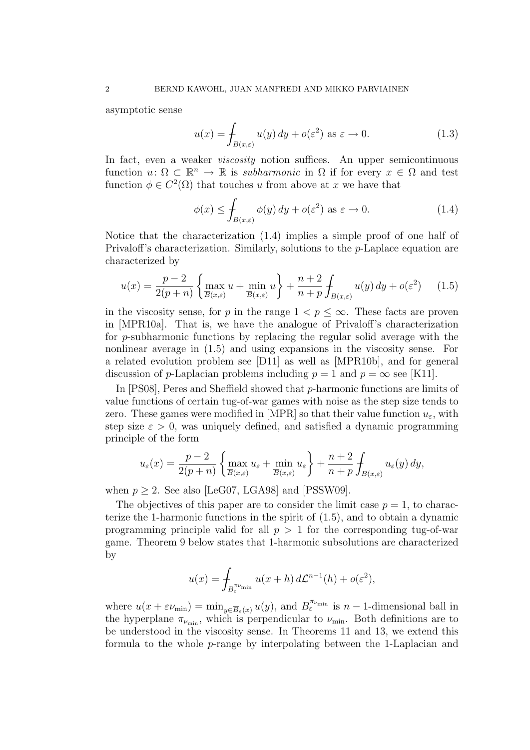asymptotic sense

$$u(x) = \fint_{B(x,\varepsilon)} u(y)\,dy + o(\varepsilon^2) \text{ as } \varepsilon \to 0. \tag{1.3}$$

In fact, even a weaker *viscosity* notion suffices. An upper semicontinuous function $u\colon \Omega \subset \mathbb{R}^n \to \mathbb{R}$ is *subharmonic* in $\Omega$ if for every $x \in \Omega$ and test function $\phi \in C^2(\Omega)$ that touches $u$ from above at $x$ we have that

$$\phi(x) \le \fint_{B(x,\varepsilon)} \phi(y)\,dy + o(\varepsilon^2) \text{ as } \varepsilon \to 0. \tag{1.4}$$

Notice that the characterization (1.4) implies a simple proof of one half of Privaloff's characterization. Similarly, solutions to the $p$-Laplace equation are characterized by

$$u(x) = \frac{p-2}{2(p+n)} \left\{ \max_{\overline{B}(x,\varepsilon)} u + \min_{\overline{B}(x,\varepsilon)} u \right\} + \frac{n+2}{n+p} \fint_{B(x,\varepsilon)} u(y)\,dy + o(\varepsilon^2) \tag{1.5}$$

in the viscosity sense, for $p$ in the range $1 < p \le \infty$. These facts are proven in [MPR10a]. That is, we have the analogue of Privaloff's characterization for $p$-subharmonic functions by replacing the regular solid average with the nonlinear average in (1.5) and using expansions in the viscosity sense. For a related evolution problem see [D11] as well as [MPR10b], and for general discussion of $p$-Laplacian problems including $p = 1$ and $p = \infty$ see [K11].

In [PS08], Peres and Sheffield showed that $p$-harmonic functions are limits of value functions of certain tug-of-war games with noise as the step size tends to zero. These games were modified in [MPR] so that their value function $u_\varepsilon$, with step size $\varepsilon > 0$, was uniquely defined, and satisfied a dynamic programming principle of the form

$$u_\varepsilon(x) = \frac{p-2}{2(p+n)} \left\{ \max_{\overline{B}(x,\varepsilon)} u_\varepsilon + \min_{\overline{B}(x,\varepsilon)} u_\varepsilon \right\} + \frac{n+2}{n+p} \fint_{B(x,\varepsilon)} u_\varepsilon(y)\,dy,$$

when $p \ge 2$. See also [LeG07, LGA98] and [PSSW09].

The objectives of this paper are to consider the limit case $p = 1$, to characterize the 1-harmonic functions in the spirit of (1.5), and to obtain a dynamic programming principle valid for all $p > 1$ for the corresponding tug-of-war game. Theorem 9 below states that 1-harmonic subsolutions are characterized by

$$u(x) = \fint_{B_\varepsilon^{\pi_{\nu_{\min}}}} u(x+h)\,d\mathcal{L}^{n-1}(h) + o(\varepsilon^2),$$

where $u(x + \varepsilon\nu_{\min}) = \min_{y \in \overline{B}_\varepsilon(x)} u(y)$, and $B_\varepsilon^{\pi_{\nu_{\min}}}$ is $n-1$-dimensional ball in the hyperplane $\pi_{\nu_{\min}}$, which is perpendicular to $\nu_{\min}$. Both definitions are to be understood in the viscosity sense. In Theorems 11 and 13, we extend this formula to the whole $p$-range by interpolating between the 1-Laplacian and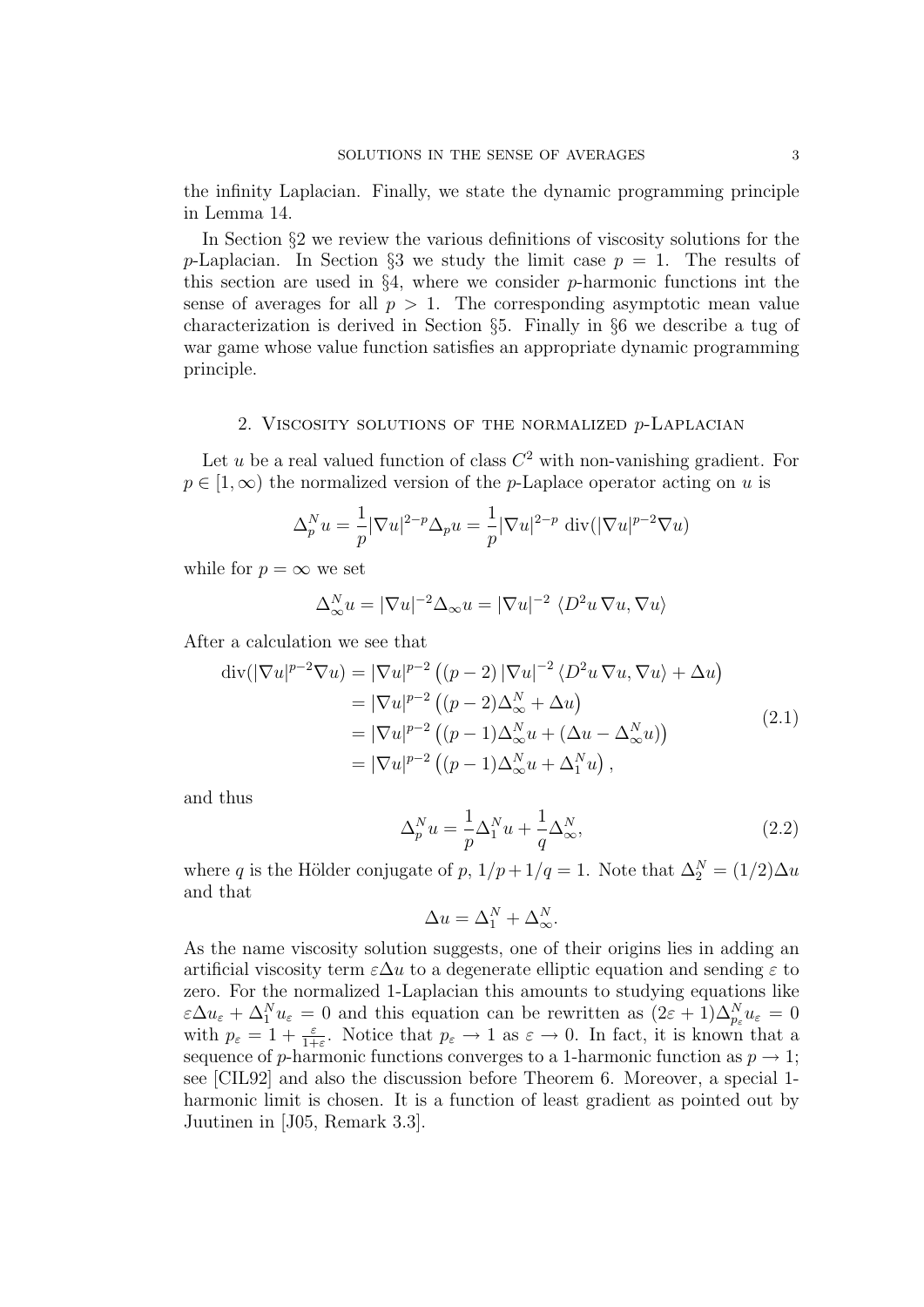the infinity Laplacian. Finally, we state the dynamic programming principle in Lemma 14.

In Section §2 we review the various definitions of viscosity solutions for the $p$-Laplacian. In Section §3 we study the limit case $p = 1$. The results of this section are used in §4, where we consider $p$-harmonic functions int the sense of averages for all $p > 1$. The corresponding asymptotic mean value characterization is derived in Section §5. Finally in §6 we describe a tug of war game whose value function satisfies an appropriate dynamic programming principle.

## 2. Viscosity solutions of the normalized $p$-Laplacian

Let $u$ be a real valued function of class $C^2$ with non-vanishing gradient. For $p \in [1, \infty)$ the normalized version of the $p$-Laplace operator acting on $u$ is

$$\Delta_p^N u = \frac{1}{p}|\nabla u|^{2-p}\Delta_p u = \frac{1}{p}|\nabla u|^{2-p}\ \mathrm{div}(|\nabla u|^{p-2}\nabla u)$$

while for $p = \infty$ we set

$$\Delta_\infty^N u = |\nabla u|^{-2}\Delta_\infty u = |\nabla u|^{-2}\ \langle D^2 u\,\nabla u, \nabla u\rangle$$

After a calculation we see that

$$\begin{aligned}
\mathrm{div}(|\nabla u|^{p-2}\nabla u) &= |\nabla u|^{p-2}\left((p-2)\,|\nabla u|^{-2}\,\langle D^2 u\,\nabla u, \nabla u\rangle + \Delta u\right)\\
&= |\nabla u|^{p-2}\left((p-2)\Delta_\infty^N + \Delta u\right)\\
&= |\nabla u|^{p-2}\left((p-1)\Delta_\infty^N u + (\Delta u - \Delta_\infty^N u)\right)\\
&= |\nabla u|^{p-2}\left((p-1)\Delta_\infty^N u + \Delta_1^N u\right),
\end{aligned} \tag{2.1}$$

and thus

$$\Delta_p^N u = \frac{1}{p}\Delta_1^N u + \frac{1}{q}\Delta_\infty^N, \tag{2.2}$$

where $q$ is the Hölder conjugate of $p$, $1/p + 1/q = 1$. Note that $\Delta_2^N = (1/2)\Delta u$ and that

$$\Delta u = \Delta_1^N + \Delta_\infty^N.$$

As the name viscosity solution suggests, one of their origins lies in adding an artificial viscosity term $\varepsilon\Delta u$ to a degenerate elliptic equation and sending $\varepsilon$ to zero. For the normalized 1-Laplacian this amounts to studying equations like $\varepsilon\Delta u_\varepsilon + \Delta_1^N u_\varepsilon = 0$ and this equation can be rewritten as $(2\varepsilon + 1)\Delta_{p_\varepsilon}^N u_\varepsilon = 0$ with $p_\varepsilon = 1 + \frac{\varepsilon}{1+\varepsilon}$. Notice that $p_\varepsilon \to 1$ as $\varepsilon \to 0$. In fact, it is known that a sequence of $p$-harmonic functions converges to a 1-harmonic function as $p \to 1$; see [CIL92] and also the discussion before Theorem 6. Moreover, a special 1-harmonic limit is chosen. It is a function of least gradient as pointed out by Juutinen in [J05, Remark 3.3].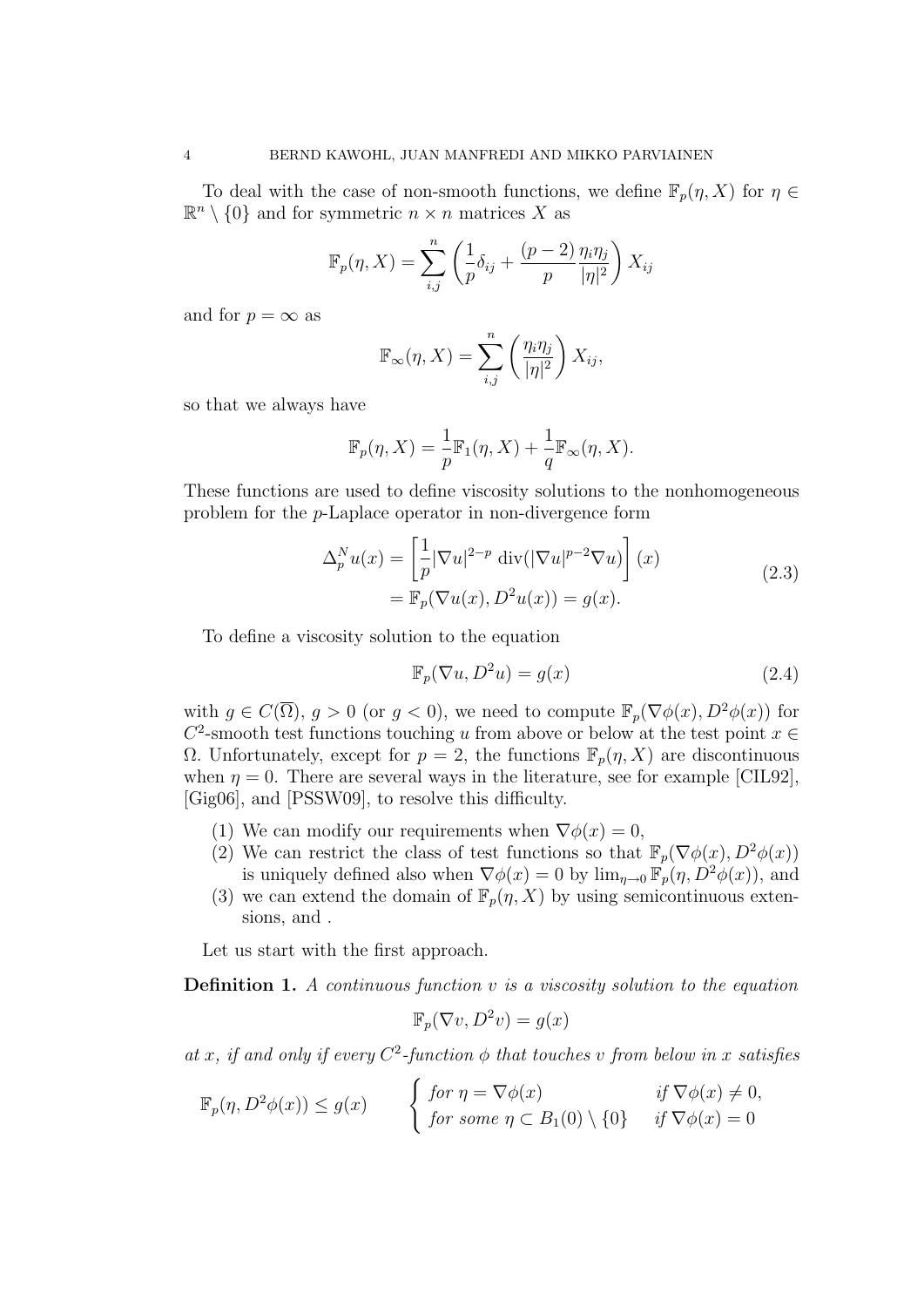To deal with the case of non-smooth functions, we define $\mathbb{F}_p(\eta, X)$ for $\eta \in \mathbb{R}^n \setminus \{0\}$ and for symmetric $n \times n$ matrices $X$ as

$$\mathbb{F}_p(\eta, X) = \sum_{i,j}^{n} \left( \frac{1}{p}\delta_{ij} + \frac{(p-2)}{p}\frac{\eta_i \eta_j}{|\eta|^2} \right) X_{ij}$$

and for $p = \infty$ as

$$\mathbb{F}_\infty(\eta, X) = \sum_{i,j}^{n} \left( \frac{\eta_i \eta_j}{|\eta|^2} \right) X_{ij},$$

so that we always have

$$\mathbb{F}_p(\eta, X) = \frac{1}{p}\mathbb{F}_1(\eta, X) + \frac{1}{q}\mathbb{F}_\infty(\eta, X).$$

These functions are used to define viscosity solutions to the nonhomogeneous problem for the $p$-Laplace operator in non-divergence form

$$\begin{aligned} \Delta_p^N u(x) &= \left[ \frac{1}{p} |\nabla u|^{2-p} \operatorname{div}(|\nabla u|^{p-2} \nabla u) \right](x) \\ &= \mathbb{F}_p(\nabla u(x), D^2 u(x)) = g(x). \end{aligned} \tag{2.3}$$

To define a viscosity solution to the equation

$$\mathbb{F}_p(\nabla u, D^2 u) = g(x) \tag{2.4}$$

with $g \in C(\overline{\Omega})$, $g > 0$ (or $g < 0$), we need to compute $\mathbb{F}_p(\nabla\phi(x), D^2\phi(x))$ for $C^2$-smooth test functions touching $u$ from above or below at the test point $x \in \Omega$. Unfortunately, except for $p = 2$, the functions $\mathbb{F}_p(\eta, X)$ are discontinuous when $\eta = 0$. There are several ways in the literature, see for example [CIL92], [Gig06], and [PSSW09], to resolve this difficulty.

1. We can modify our requirements when $\nabla\phi(x) = 0$,
2. We can restrict the class of test functions so that $\mathbb{F}_p(\nabla\phi(x), D^2\phi(x))$ is uniquely defined also when $\nabla\phi(x) = 0$ by $\lim_{\eta \to 0} \mathbb{F}_p(\eta, D^2\phi(x))$, and
3. we can extend the domain of $\mathbb{F}_p(\eta, X)$ by using semicontinuous extensions, and .

Let us start with the first approach.

**Definition 1.** *A continuous function $v$ is a viscosity solution to the equation*

$$\mathbb{F}_p(\nabla v, D^2 v) = g(x)$$

*at $x$, if and only if every $C^2$-function $\phi$ that touches $v$ from below in $x$ satisfies*

$$\mathbb{F}_p(\eta, D^2\phi(x)) \leq g(x) \qquad \begin{cases} \text{for } \eta = \nabla\phi(x) & \text{if } \nabla\phi(x) \neq 0, \\ \text{for some } \eta \subset B_1(0) \setminus \{0\} & \text{if } \nabla\phi(x) = 0 \end{cases}$$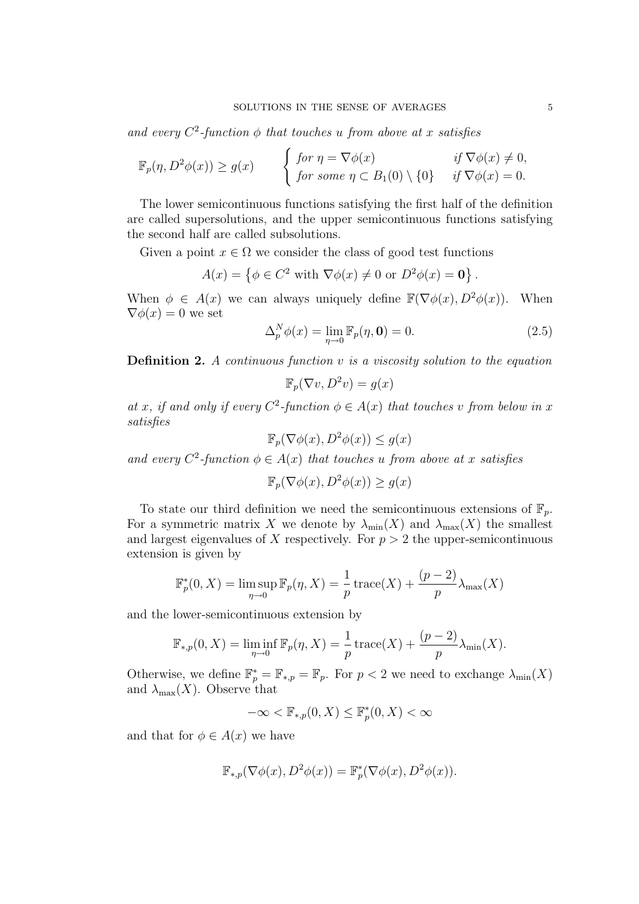*and every $C^2$-function $\phi$ that touches $u$ from above at $x$ satisfies*

$$\mathbb{F}_p(\eta, D^2\phi(x)) \geq g(x) \qquad \begin{cases} \text{for } \eta = \nabla\phi(x) & \text{if } \nabla\phi(x) \neq 0, \\ \text{for some } \eta \subset B_1(0) \setminus \{0\} & \text{if } \nabla\phi(x) = 0. \end{cases}$$

The lower semicontinuous functions satisfying the first half of the definition are called supersolutions, and the upper semicontinuous functions satisfying the second half are called subsolutions.

Given a point $x \in \Omega$ we consider the class of good test functions

$$A(x) = \left\{ \phi \in C^2 \text{ with } \nabla\phi(x) \neq 0 \text{ or } D^2\phi(x) = \mathbf{0} \right\}.$$

When $\phi \in A(x)$ we can always uniquely define $\mathbb{F}(\nabla\phi(x), D^2\phi(x))$. When $\nabla\phi(x) = 0$ we set

$$\Delta_p^N \phi(x) = \lim_{\eta \to 0} \mathbb{F}_p(\eta, \mathbf{0}) = 0. \tag{2.5}$$

**Definition 2.** *A continuous function $v$ is a viscosity solution to the equation*

$$\mathbb{F}_p(\nabla v, D^2 v) = g(x)$$

*at $x$, if and only if every $C^2$-function $\phi \in A(x)$ that touches $v$ from below in $x$ satisfies*

$$\mathbb{F}_p(\nabla\phi(x), D^2\phi(x)) \leq g(x)$$

*and every $C^2$-function $\phi \in A(x)$ that touches $u$ from above at $x$ satisfies*

$$\mathbb{F}_p(\nabla\phi(x), D^2\phi(x)) \geq g(x)$$

To state our third definition we need the semicontinuous extensions of $\mathbb{F}_p$. For a symmetric matrix $X$ we denote by $\lambda_{\min}(X)$ and $\lambda_{\max}(X)$ the smallest and largest eigenvalues of $X$ respectively. For $p > 2$ the upper-semicontinuous extension is given by

$$\mathbb{F}_p^*(0, X) = \limsup_{\eta \to 0} \mathbb{F}_p(\eta, X) = \frac{1}{p}\operatorname{trace}(X) + \frac{(p-2)}{p}\lambda_{\max}(X)$$

and the lower-semicontinuous extension by

$$\mathbb{F}_{*,p}(0, X) = \liminf_{\eta \to 0} \mathbb{F}_p(\eta, X) = \frac{1}{p}\operatorname{trace}(X) + \frac{(p-2)}{p}\lambda_{\min}(X).$$

Otherwise, we define $\mathbb{F}_p^* = \mathbb{F}_{*,p} = \mathbb{F}_p$. For $p < 2$ we need to exchange $\lambda_{\min}(X)$ and $\lambda_{\max}(X)$. Observe that

$$-\infty < \mathbb{F}_{*,p}(0, X) \leq \mathbb{F}_p^*(0, X) < \infty$$

and that for $\phi \in A(x)$ we have

$$\mathbb{F}_{*,p}(\nabla\phi(x), D^2\phi(x)) = \mathbb{F}_p^*(\nabla\phi(x), D^2\phi(x)).$$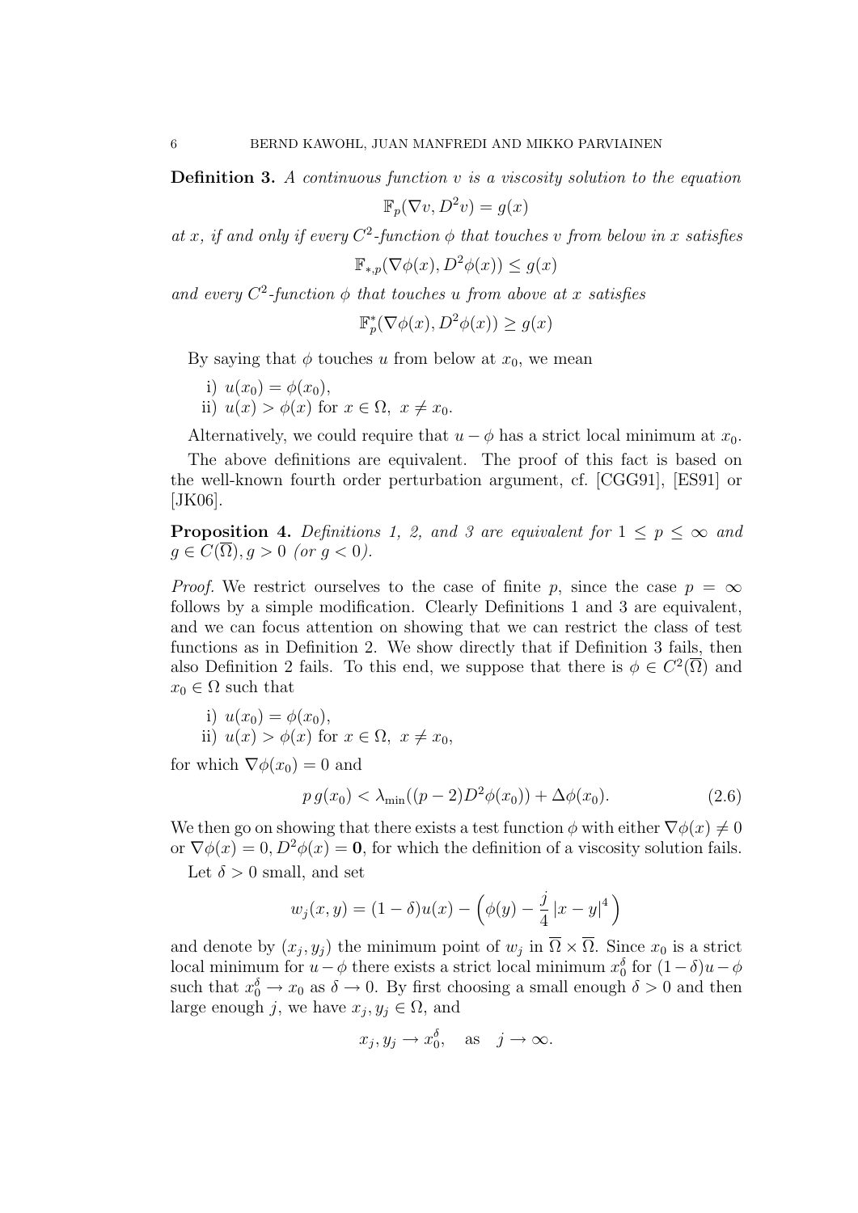**Definition 3.** *A continuous function $v$ is a viscosity solution to the equation*

$$\mathbb{F}_p(\nabla v, D^2 v) = g(x)$$

*at $x$, if and only if every $C^2$-function $\phi$ that touches $v$ from below in $x$ satisfies*

$$\mathbb{F}_{*,p}(\nabla \phi(x), D^2 \phi(x)) \leq g(x)$$

*and every $C^2$-function $\phi$ that touches $u$ from above at $x$ satisfies*

$$\mathbb{F}^*_p(\nabla \phi(x), D^2 \phi(x)) \geq g(x)$$

By saying that $\phi$ touches $u$ from below at $x_0$, we mean

i) $u(x_0) = \phi(x_0)$,
ii) $u(x) > \phi(x)$ for $x \in \Omega,\ x \neq x_0$.

Alternatively, we could require that $u - \phi$ has a strict local minimum at $x_0$.

The above definitions are equivalent. The proof of this fact is based on the well-known fourth order perturbation argument, cf. [CGG91], [ES91] or [JK06].

**Proposition 4.** *Definitions 1, 2, and 3 are equivalent for $1 \leq p \leq \infty$ and $g \in C(\overline{\Omega}), g > 0$ (or $g < 0$).*

*Proof.* We restrict ourselves to the case of finite $p$, since the case $p = \infty$ follows by a simple modification. Clearly Definitions 1 and 3 are equivalent, and we can focus attention on showing that we can restrict the class of test functions as in Definition 2. We show directly that if Definition 3 fails, then also Definition 2 fails. To this end, we suppose that there is $\phi \in C^2(\overline{\Omega})$ and $x_0 \in \Omega$ such that

i) $u(x_0) = \phi(x_0)$,
ii) $u(x) > \phi(x)$ for $x \in \Omega,\ x \neq x_0$,

for which $\nabla \phi(x_0) = 0$ and

$$p\, g(x_0) < \lambda_{\min}((p-2)D^2\phi(x_0)) + \Delta \phi(x_0). \tag{2.6}$$

We then go on showing that there exists a test function $\phi$ with either $\nabla \phi(x) \neq 0$ or $\nabla \phi(x) = 0, D^2\phi(x) = \mathbf{0}$, for which the definition of a viscosity solution fails.

Let $\delta > 0$ small, and set

$$w_j(x, y) = (1-\delta)u(x) - \left(\phi(y) - \frac{j}{4}|x-y|^4\right)$$

and denote by $(x_j, y_j)$ the minimum point of $w_j$ in $\overline{\Omega} \times \overline{\Omega}$. Since $x_0$ is a strict local minimum for $u - \phi$ there exists a strict local minimum $x_0^\delta$ for $(1-\delta)u - \phi$ such that $x_0^\delta \to x_0$ as $\delta \to 0$. By first choosing a small enough $\delta > 0$ and then large enough $j$, we have $x_j, y_j \in \Omega$, and

$$x_j, y_j \to x_0^\delta, \quad \text{as} \quad j \to \infty.$$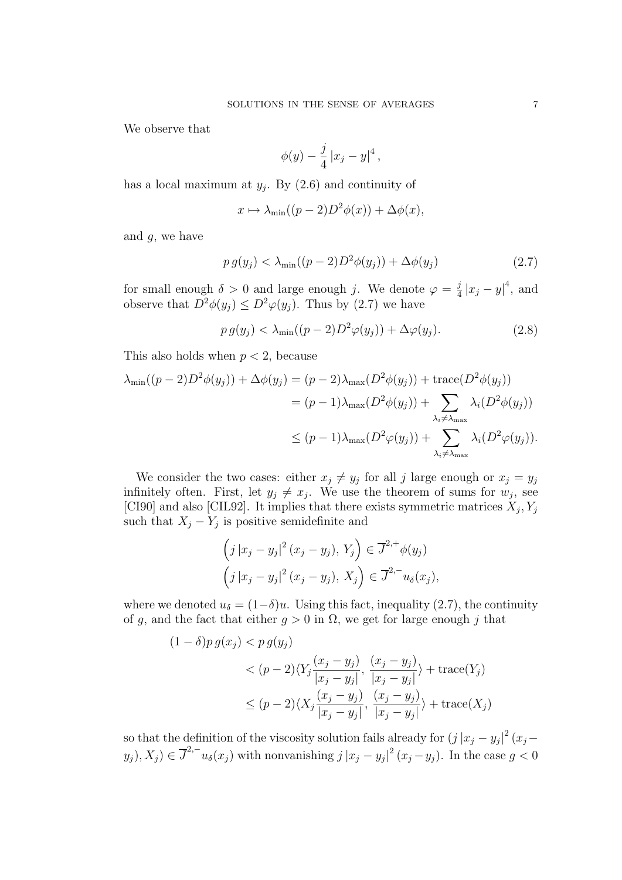We observe that

$$\phi(y) - \frac{j}{4}\left|x_j - y\right|^4,$$

has a local maximum at $y_j$. By (2.6) and continuity of

$$x \mapsto \lambda_{\min}((p-2)D^2\phi(x)) + \Delta\phi(x),$$

and $g$, we have

$$p\, g(y_j) < \lambda_{\min}((p-2)D^2\phi(y_j)) + \Delta\phi(y_j) \tag{2.7}$$

for small enough $\delta > 0$ and large enough $j$. We denote $\varphi = \frac{j}{4}\left|x_j - y\right|^4$, and observe that $D^2\phi(y_j) \leq D^2\varphi(y_j)$. Thus by (2.7) we have

$$p\, g(y_j) < \lambda_{\min}((p-2)D^2\varphi(y_j)) + \Delta\varphi(y_j). \tag{2.8}$$

This also holds when $p < 2$, because

$$\begin{aligned}
\lambda_{\min}((p-2)D^2\phi(y_j)) + \Delta\phi(y_j) &= (p-2)\lambda_{\max}(D^2\phi(y_j)) + \operatorname{trace}(D^2\phi(y_j)) \\
&= (p-1)\lambda_{\max}(D^2\phi(y_j)) + \sum_{\lambda_i \neq \lambda_{\max}} \lambda_i(D^2\phi(y_j)) \\
&\leq (p-1)\lambda_{\max}(D^2\varphi(y_j)) + \sum_{\lambda_i \neq \lambda_{\max}} \lambda_i(D^2\varphi(y_j)).
\end{aligned}$$

We consider the two cases: either $x_j \neq y_j$ for all $j$ large enough or $x_j = y_j$ infinitely often. First, let $y_j \neq x_j$. We use the theorem of sums for $w_j$, see [CI90] and also [CIL92]. It implies that there exists symmetric matrices $X_j, Y_j$ such that $X_j - Y_j$ is positive semidefinite and

$$\begin{aligned}
&\left(j\left|x_j - y_j\right|^2(x_j - y_j),\, Y_j\right) \in \overline{J}^{2,+}\phi(y_j) \\
&\left(j\left|x_j - y_j\right|^2(x_j - y_j),\, X_j\right) \in \overline{J}^{2,-}u_\delta(x_j),
\end{aligned}$$

where we denoted $u_\delta = (1-\delta)u$. Using this fact, inequality (2.7), the continuity of $g$, and the fact that either $g > 0$ in $\Omega$, we get for large enough $j$ that

$$\begin{aligned}
(1-\delta)p\, g(x_j) &< p\, g(y_j) \\
&< (p-2)\langle Y_j \frac{(x_j - y_j)}{|x_j - y_j|},\, \frac{(x_j - y_j)}{|x_j - y_j|}\rangle + \operatorname{trace}(Y_j) \\
&\leq (p-2)\langle X_j \frac{(x_j - y_j)}{|x_j - y_j|},\, \frac{(x_j - y_j)}{|x_j - y_j|}\rangle + \operatorname{trace}(X_j)
\end{aligned}$$

so that the definition of the viscosity solution fails already for $(j\left|x_j - y_j\right|^2(x_j - y_j), X_j) \in \overline{J}^{2,-}u_\delta(x_j)$ with nonvanishing $j\left|x_j - y_j\right|^2(x_j - y_j)$. In the case $g < 0$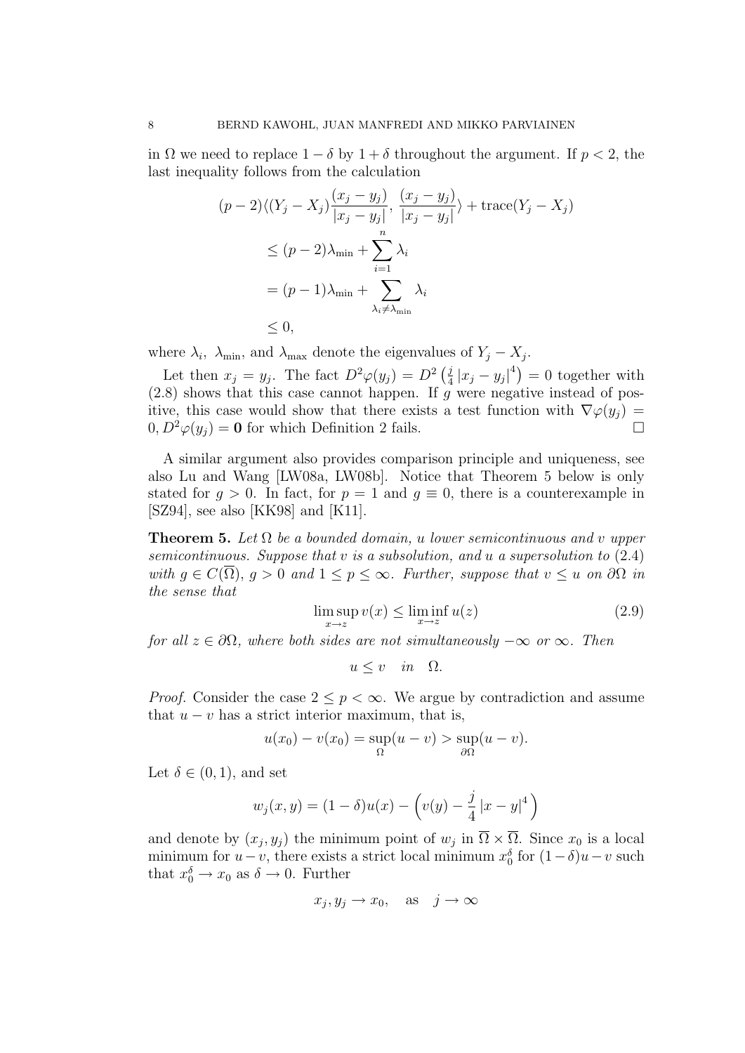in $\Omega$ we need to replace $1-\delta$ by $1+\delta$ throughout the argument. If $p<2$, the last inequality follows from the calculation

$$
\begin{aligned}
(p-2)\langle (Y_j-X_j)\frac{(x_j-y_j)}{|x_j-y_j|}, \frac{(x_j-y_j)}{|x_j-y_j|}\rangle &+ \operatorname{trace}(Y_j-X_j) \\
&\le (p-2)\lambda_{\min} + \sum_{i=1}^{n}\lambda_i \\
&= (p-1)\lambda_{\min} + \sum_{\lambda_i\neq\lambda_{\min}}\lambda_i \\
&\le 0,
\end{aligned}
$$

where $\lambda_i$, $\lambda_{\min}$, and $\lambda_{\max}$ denote the eigenvalues of $Y_j-X_j$.

Let then $x_j=y_j$. The fact $D^2\varphi(y_j)=D^2\left(\frac{j}{4}|x_j-y_j|^4\right)=0$ together with (2.8) shows that this case cannot happen. If $g$ were negative instead of positive, this case would show that there exists a test function with $\nabla\varphi(y_j)=0, D^2\varphi(y_j)=\mathbf{0}$ for which Definition 2 fails. $\square$

A similar argument also provides comparison principle and uniqueness, see also Lu and Wang [LW08a, LW08b]. Notice that Theorem 5 below is only stated for $g>0$. In fact, for $p=1$ and $g\equiv 0$, there is a counterexample in [SZ94], see also [KK98] and [K11].

**Theorem 5.** *Let $\Omega$ be a bounded domain, $u$ lower semicontinuous and $v$ upper semicontinuous. Suppose that $v$ is a subsolution, and $u$ a supersolution to* (2.4) *with $g\in C(\overline{\Omega})$, $g>0$ and $1\le p\le\infty$. Further, suppose that $v\le u$ on $\partial\Omega$ in the sense that*

$$
\limsup_{x\to z} v(x) \le \liminf_{x\to z} u(z) \tag{2.9}
$$

*for all $z\in\partial\Omega$, where both sides are not simultaneously $-\infty$ or $\infty$. Then*

$$
u\le v \quad in \quad \Omega.
$$

*Proof.* Consider the case $2\le p<\infty$. We argue by contradiction and assume that $u-v$ has a strict interior maximum, that is,

$$
u(x_0)-v(x_0)=\sup_{\Omega}(u-v)>\sup_{\partial\Omega}(u-v).
$$

Let $\delta\in(0,1)$, and set

$$
w_j(x,y)=(1-\delta)u(x)-\left(v(y)-\frac{j}{4}|x-y|^4\right)
$$

and denote by $(x_j,y_j)$ the minimum point of $w_j$ in $\overline{\Omega}\times\overline{\Omega}$. Since $x_0$ is a local minimum for $u-v$, there exists a strict local minimum $x_0^\delta$ for $(1-\delta)u-v$ such that $x_0^\delta\to x_0$ as $\delta\to 0$. Further

$$
x_j, y_j\to x_0, \quad \text{as} \quad j\to\infty
$$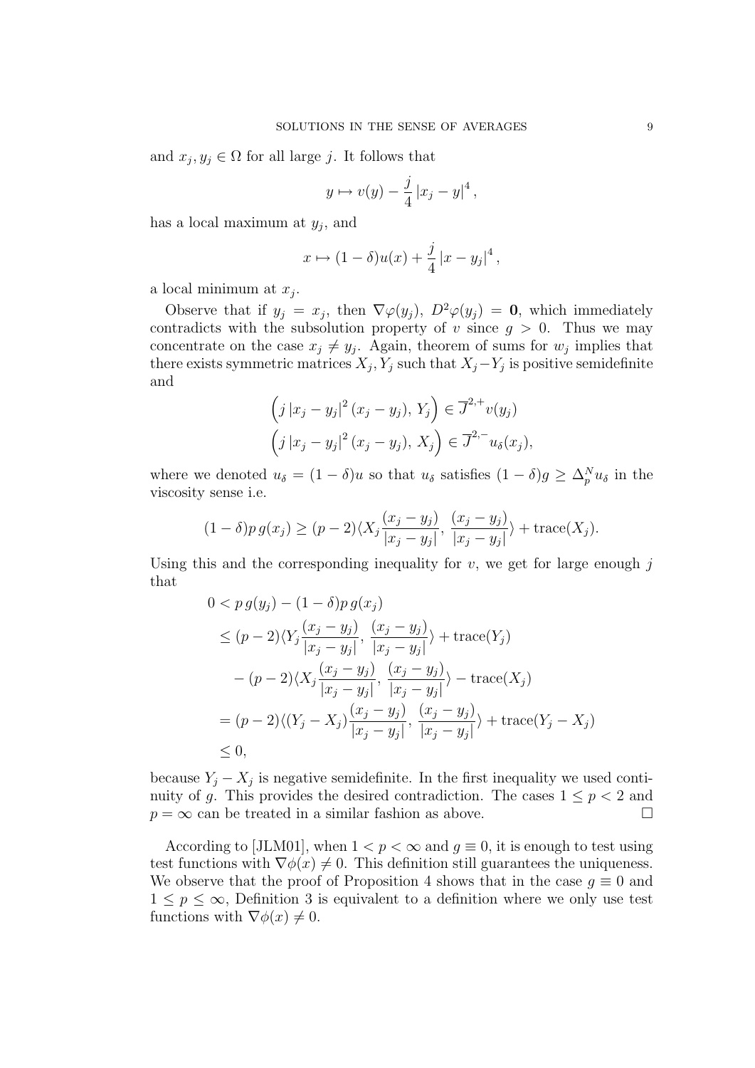and $x_j, y_j \in \Omega$ for all large $j$. It follows that

$$y \mapsto v(y) - \frac{j}{4} |x_j - y|^4 ,$$

has a local maximum at $y_j$, and

$$x \mapsto (1-\delta)u(x) + \frac{j}{4} |x - y_j|^4 ,$$

a local minimum at $x_j$.

Observe that if $y_j = x_j$, then $\nabla\varphi(y_j),\ D^2\varphi(y_j) = \mathbf{0}$, which immediately contradicts with the subsolution property of $v$ since $g > 0$. Thus we may concentrate on the case $x_j \neq y_j$. Again, theorem of sums for $w_j$ implies that there exists symmetric matrices $X_j, Y_j$ such that $X_j - Y_j$ is positive semidefinite and

$$\begin{aligned}
&\left(j\,|x_j - y_j|^2 (x_j - y_j),\ Y_j\right) \in \overline{J}^{2,+} v(y_j) \\
&\left(j\,|x_j - y_j|^2 (x_j - y_j),\ X_j\right) \in \overline{J}^{2,-} u_\delta(x_j),
\end{aligned}$$

where we denoted $u_\delta = (1-\delta)u$ so that $u_\delta$ satisfies $(1-\delta)g \geq \Delta_p^N u_\delta$ in the viscosity sense i.e.

$$(1-\delta)p\, g(x_j) \geq (p-2)\langle X_j \frac{(x_j - y_j)}{|x_j - y_j|},\ \frac{(x_j - y_j)}{|x_j - y_j|}\rangle + \operatorname{trace}(X_j).$$

Using this and the corresponding inequality for $v$, we get for large enough $j$ that

$$\begin{aligned}
0 &< p\, g(y_j) - (1-\delta)p\, g(x_j) \\
&\leq (p-2)\langle Y_j \frac{(x_j - y_j)}{|x_j - y_j|},\ \frac{(x_j - y_j)}{|x_j - y_j|}\rangle + \operatorname{trace}(Y_j) \\
&\quad - (p-2)\langle X_j \frac{(x_j - y_j)}{|x_j - y_j|},\ \frac{(x_j - y_j)}{|x_j - y_j|}\rangle - \operatorname{trace}(X_j) \\
&= (p-2)\langle (Y_j - X_j) \frac{(x_j - y_j)}{|x_j - y_j|},\ \frac{(x_j - y_j)}{|x_j - y_j|}\rangle + \operatorname{trace}(Y_j - X_j) \\
&\leq 0,
\end{aligned}$$

because $Y_j - X_j$ is negative semidefinite. In the first inequality we used continuity of $g$. This provides the desired contradiction. The cases $1 \leq p < 2$ and $p = \infty$ can be treated in a similar fashion as above. $\square$

According to [JLM01], when $1 < p < \infty$ and $g \equiv 0$, it is enough to test using test functions with $\nabla\phi(x) \neq 0$. This definition still guarantees the uniqueness. We observe that the proof of Proposition 4 shows that in the case $g \equiv 0$ and $1 \leq p \leq \infty$, Definition 3 is equivalent to a definition where we only use test functions with $\nabla\phi(x) \neq 0$.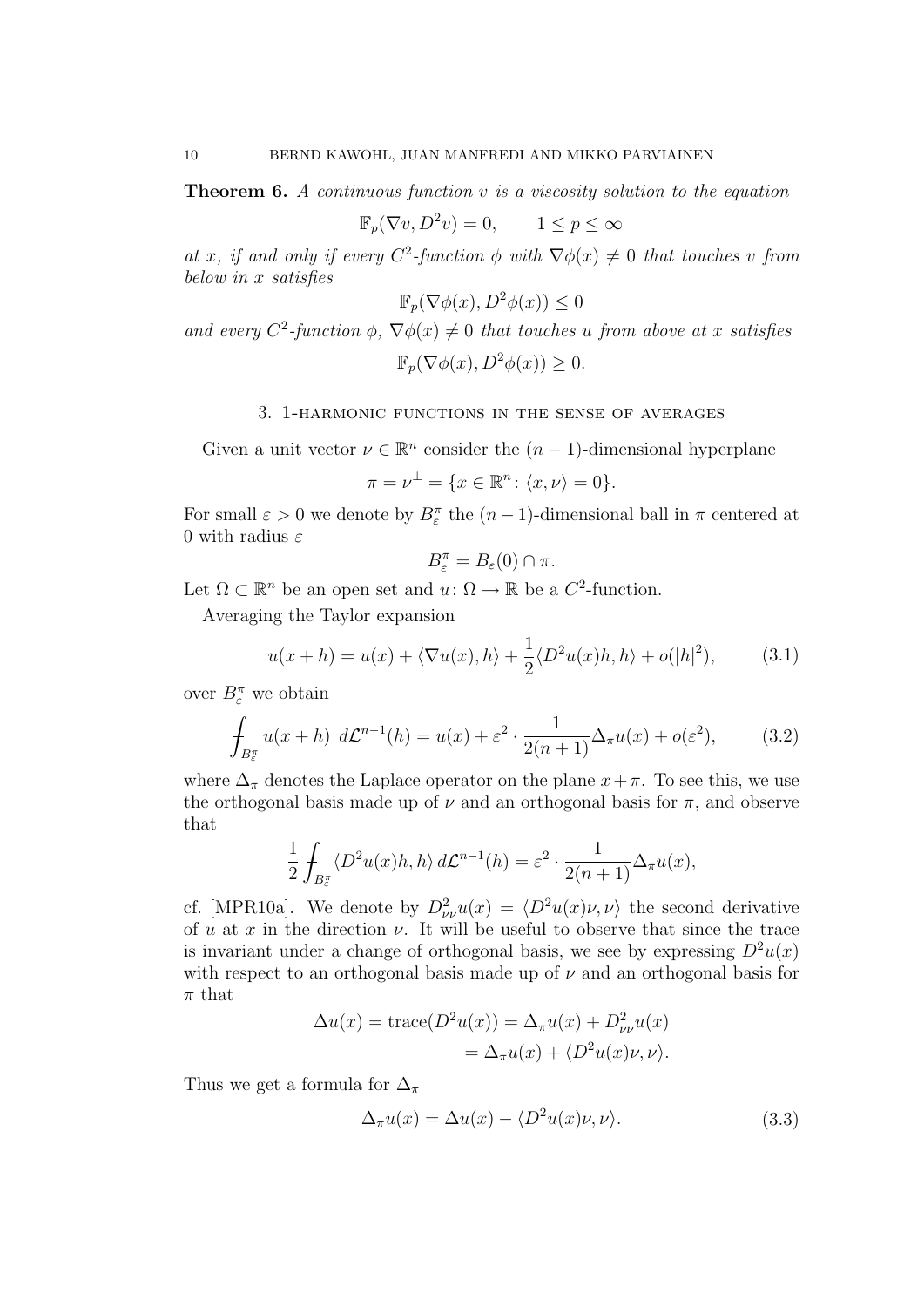**Theorem 6.** *A continuous function $v$ is a viscosity solution to the equation*

$$\mathbb{F}_p(\nabla v, D^2 v) = 0, \qquad 1 \le p \le \infty$$

*at $x$, if and only if every $C^2$-function $\phi$ with $\nabla \phi(x) \neq 0$ that touches $v$ from below in $x$ satisfies*

$$\mathbb{F}_p(\nabla \phi(x), D^2 \phi(x)) \le 0$$

*and every $C^2$-function $\phi$, $\nabla \phi(x) \neq 0$ that touches $u$ from above at $x$ satisfies*

$$\mathbb{F}_p(\nabla \phi(x), D^2 \phi(x)) \ge 0.$$

## 3. 1-harmonic functions in the sense of averages

Given a unit vector $\nu \in \mathbb{R}^n$ consider the $(n-1)$-dimensional hyperplane

$$\pi = \nu^\perp = \{x \in \mathbb{R}^n \colon \langle x, \nu \rangle = 0\}.$$

For small $\varepsilon > 0$ we denote by $B_\varepsilon^\pi$ the $(n-1)$-dimensional ball in $\pi$ centered at 0 with radius $\varepsilon$

$$B_\varepsilon^\pi = B_\varepsilon(0) \cap \pi.$$

Let $\Omega \subset \mathbb{R}^n$ be an open set and $u \colon \Omega \to \mathbb{R}$ be a $C^2$-function.

Averaging the Taylor expansion

$$u(x+h) = u(x) + \langle \nabla u(x), h \rangle + \frac{1}{2} \langle D^2 u(x) h, h \rangle + o(|h|^2), \tag{3.1}$$

over $B_\varepsilon^\pi$ we obtain

$$\fint_{B_\varepsilon^\pi} u(x+h) \; d\mathcal{L}^{n-1}(h) = u(x) + \varepsilon^2 \cdot \frac{1}{2(n+1)} \Delta_\pi u(x) + o(\varepsilon^2), \tag{3.2}$$

where $\Delta_\pi$ denotes the Laplace operator on the plane $x + \pi$. To see this, we use the orthogonal basis made up of $\nu$ and an orthogonal basis for $\pi$, and observe that

$$\frac{1}{2} \fint_{B_\varepsilon^\pi} \langle D^2 u(x) h, h \rangle \, d\mathcal{L}^{n-1}(h) = \varepsilon^2 \cdot \frac{1}{2(n+1)} \Delta_\pi u(x),$$

cf. [MPR10a]. We denote by $D^2_{\nu\nu} u(x) = \langle D^2 u(x) \nu, \nu \rangle$ the second derivative of $u$ at $x$ in the direction $\nu$. It will be useful to observe that since the trace is invariant under a change of orthogonal basis, we see by expressing $D^2 u(x)$ with respect to an orthogonal basis made up of $\nu$ and an orthogonal basis for $\pi$ that

$$\begin{aligned} \Delta u(x) = \operatorname{trace}(D^2 u(x)) &= \Delta_\pi u(x) + D^2_{\nu\nu} u(x) \\ &= \Delta_\pi u(x) + \langle D^2 u(x) \nu, \nu \rangle. \end{aligned}$$

Thus we get a formula for $\Delta_\pi$

$$\Delta_\pi u(x) = \Delta u(x) - \langle D^2 u(x) \nu, \nu \rangle. \tag{3.3}$$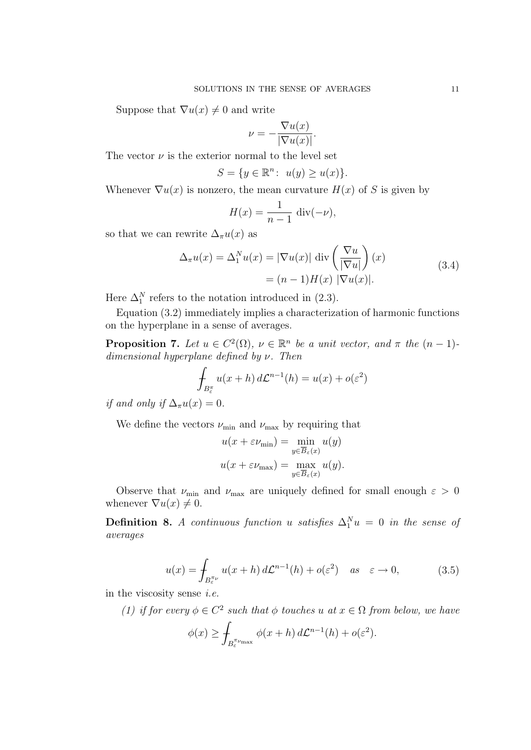Suppose that $\nabla u(x) \neq 0$ and write

$$\nu = -\frac{\nabla u(x)}{|\nabla u(x)|}.$$

The vector $\nu$ is the exterior normal to the level set

$$S = \{y \in \mathbb{R}^n : \; u(y) \geq u(x)\}.$$

Whenever $\nabla u(x)$ is nonzero, the mean curvature $H(x)$ of $S$ is given by

$$H(x) = \frac{1}{n-1} \, \operatorname{div}(-\nu),$$

so that we can rewrite $\Delta_\pi u(x)$ as

$$\begin{aligned} \Delta_\pi u(x) = \Delta_1^N u(x) &= |\nabla u(x)| \, \operatorname{div}\left(\frac{\nabla u}{|\nabla u|}\right)(x) \\ &= (n-1)H(x) \, |\nabla u(x)|. \end{aligned} \tag{3.4}$$

Here $\Delta_1^N$ refers to the notation introduced in (2.3).

Equation (3.2) immediately implies a characterization of harmonic functions on the hyperplane in a sense of averages.

**Proposition 7.** *Let $u \in C^2(\Omega)$, $\nu \in \mathbb{R}^n$ be a unit vector, and $\pi$ the $(n-1)$-dimensional hyperplane defined by $\nu$. Then*

$$⨍_{B_\varepsilon^\pi} u(x+h) \, d\mathcal{L}^{n-1}(h) = u(x) + o(\varepsilon^2)$$

*if and only if $\Delta_\pi u(x) = 0$.*

We define the vectors $\nu_{\min}$ and $\nu_{\max}$ by requiring that

$$\begin{aligned} u(x + \varepsilon \nu_{\min}) &= \min_{y \in \overline{B}_\varepsilon(x)} u(y) \\ u(x + \varepsilon \nu_{\max}) &= \max_{y \in \overline{B}_\varepsilon(x)} u(y). \end{aligned}$$

Observe that $\nu_{\min}$ and $\nu_{\max}$ are uniquely defined for small enough $\varepsilon > 0$ whenever $\nabla u(x) \neq 0$.

**Definition 8.** *A continuous function $u$ satisfies $\Delta_1^N u = 0$ in the sense of averages*

$$u(x) = ⨍_{B_\varepsilon^{\pi_\nu}} u(x+h) \, d\mathcal{L}^{n-1}(h) + o(\varepsilon^2) \quad \text{as} \quad \varepsilon \to 0, \tag{3.5}$$

*in the viscosity sense i.e.*

*(1) if for every $\phi \in C^2$ such that $\phi$ touches $u$ at $x \in \Omega$ from below, we have*

$$\phi(x) \geq ⨍_{B_\varepsilon^{\pi_{\nu_{\max}}}} \phi(x+h) \, d\mathcal{L}^{n-1}(h) + o(\varepsilon^2).$$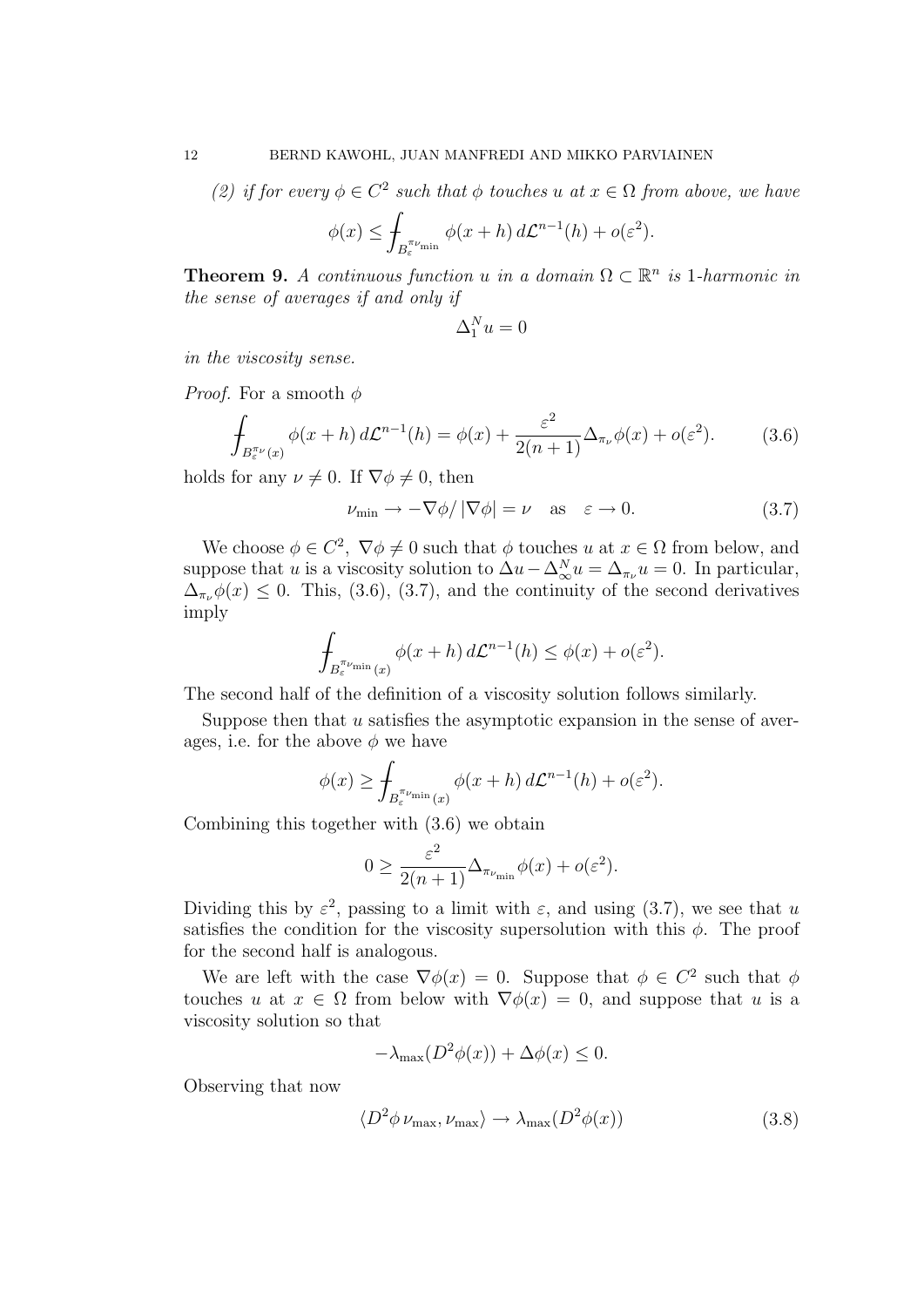*(2) if for every $\phi \in C^2$ such that $\phi$ touches $u$ at $x \in \Omega$ from above, we have*

$$\phi(x) \leq \fint_{B_\varepsilon^{\pi_{\nu_{\min}}}} \phi(x+h)\, d\mathcal{L}^{n-1}(h) + o(\varepsilon^2).$$

**Theorem 9.** *A continuous function $u$ in a domain $\Omega \subset \mathbb{R}^n$ is 1-harmonic in the sense of averages if and only if*

$$\Delta_1^N u = 0$$

*in the viscosity sense.*

*Proof.* For a smooth $\phi$

$$\fint_{B_\varepsilon^{\pi_\nu}(x)} \phi(x+h)\, d\mathcal{L}^{n-1}(h) = \phi(x) + \frac{\varepsilon^2}{2(n+1)} \Delta_{\pi_\nu} \phi(x) + o(\varepsilon^2). \tag{3.6}$$

holds for any $\nu \neq 0$. If $\nabla \phi \neq 0$, then

$$\nu_{\min} \to -\nabla \phi / |\nabla \phi| = \nu \quad \text{as} \quad \varepsilon \to 0. \tag{3.7}$$

We choose $\phi \in C^2$, $\nabla \phi \neq 0$ such that $\phi$ touches $u$ at $x \in \Omega$ from below, and suppose that $u$ is a viscosity solution to $\Delta u - \Delta_\infty^N u = \Delta_{\pi_\nu} u = 0$. In particular, $\Delta_{\pi_\nu} \phi(x) \leq 0$. This, (3.6), (3.7), and the continuity of the second derivatives imply

$$\fint_{B_\varepsilon^{\pi_{\nu_{\min}}}(x)} \phi(x+h)\, d\mathcal{L}^{n-1}(h) \leq \phi(x) + o(\varepsilon^2).$$

The second half of the definition of a viscosity solution follows similarly.

Suppose then that $u$ satisfies the asymptotic expansion in the sense of averages, i.e. for the above $\phi$ we have

$$\phi(x) \geq \fint_{B_\varepsilon^{\pi_{\nu_{\min}}}(x)} \phi(x+h)\, d\mathcal{L}^{n-1}(h) + o(\varepsilon^2).$$

Combining this together with (3.6) we obtain

$$0 \geq \frac{\varepsilon^2}{2(n+1)} \Delta_{\pi_{\nu_{\min}}} \phi(x) + o(\varepsilon^2).$$

Dividing this by $\varepsilon^2$, passing to a limit with $\varepsilon$, and using (3.7), we see that $u$ satisfies the condition for the viscosity supersolution with this $\phi$. The proof for the second half is analogous.

We are left with the case $\nabla \phi(x) = 0$. Suppose that $\phi \in C^2$ such that $\phi$ touches $u$ at $x \in \Omega$ from below with $\nabla \phi(x) = 0$, and suppose that $u$ is a viscosity solution so that

$$-\lambda_{\max}(D^2 \phi(x)) + \Delta \phi(x) \leq 0.$$

Observing that now

$$\langle D^2 \phi\, \nu_{\max}, \nu_{\max} \rangle \to \lambda_{\max}(D^2 \phi(x)) \tag{3.8}$$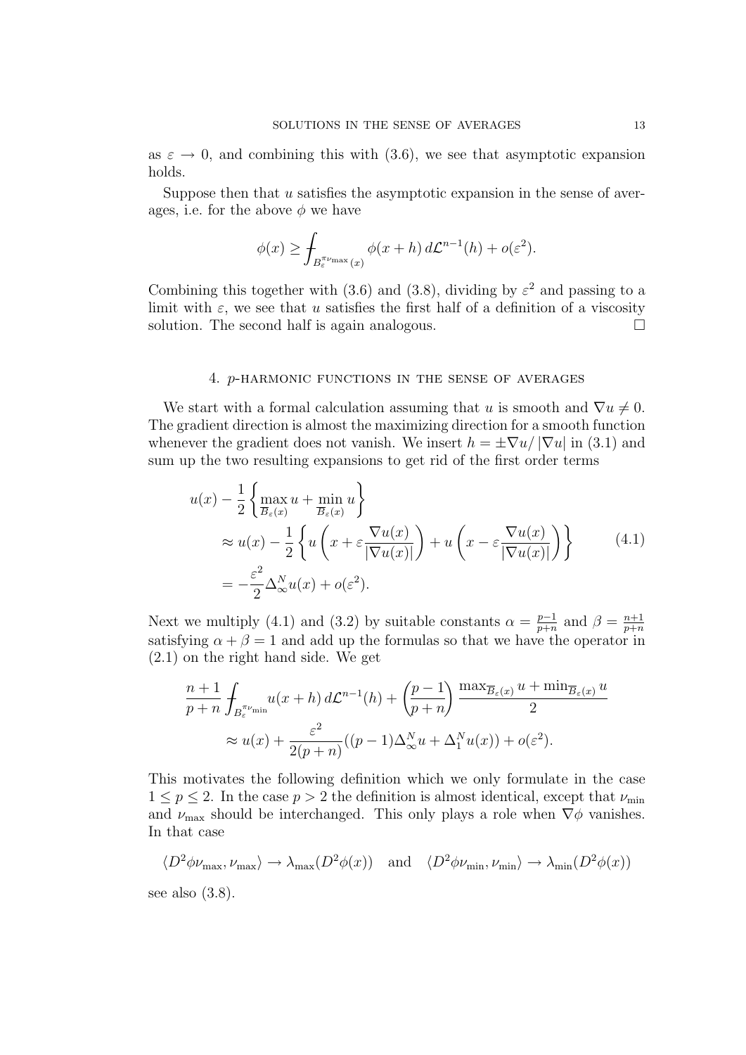as $\varepsilon \to 0$, and combining this with (3.6), we see that asymptotic expansion holds.

Suppose then that $u$ satisfies the asymptotic expansion in the sense of averages, i.e. for the above $\phi$ we have

$$\phi(x) \geq \fint_{B_\varepsilon^{\pi\nu_{\max}}(x)} \phi(x+h)\, d\mathcal{L}^{n-1}(h) + o(\varepsilon^2).$$

Combining this together with (3.6) and (3.8), dividing by $\varepsilon^2$ and passing to a limit with $\varepsilon$, we see that $u$ satisfies the first half of a definition of a viscosity solution. The second half is again analogous. $\square$

## 4. $p$-harmonic functions in the sense of averages

We start with a formal calculation assuming that $u$ is smooth and $\nabla u \neq 0$. The gradient direction is almost the maximizing direction for a smooth function whenever the gradient does not vanish. We insert $h = \pm \nabla u / |\nabla u|$ in (3.1) and sum up the two resulting expansions to get rid of the first order terms

$$\begin{aligned}
u(x) &- \frac{1}{2}\left\{ \max_{\overline{B}_\varepsilon(x)} u + \min_{\overline{B}_\varepsilon(x)} u \right\} \\
&\approx u(x) - \frac{1}{2}\left\{ u\left(x + \varepsilon \frac{\nabla u(x)}{|\nabla u(x)|}\right) + u\left(x - \varepsilon \frac{\nabla u(x)}{|\nabla u(x)|}\right) \right\} \qquad (4.1)\\
&= -\frac{\varepsilon^2}{2} \Delta_\infty^N u(x) + o(\varepsilon^2).
\end{aligned}$$

Next we multiply (4.1) and (3.2) by suitable constants $\alpha = \frac{p-1}{p+n}$ and $\beta = \frac{n+1}{p+n}$ satisfying $\alpha + \beta = 1$ and add up the formulas so that we have the operator in (2.1) on the right hand side. We get

$$\begin{aligned}
\frac{n+1}{p+n} \fint_{B_\varepsilon^{\pi\nu_{\min}}} u(x+h)\, d\mathcal{L}^{n-1}(h) &+ \left(\frac{p-1}{p+n}\right) \frac{\max_{\overline{B}_\varepsilon(x)} u + \min_{\overline{B}_\varepsilon(x)} u}{2} \\
&\approx u(x) + \frac{\varepsilon^2}{2(p+n)}((p-1)\Delta_\infty^N u + \Delta_1^N u(x)) + o(\varepsilon^2).
\end{aligned}$$

This motivates the following definition which we only formulate in the case $1 \leq p \leq 2$. In the case $p > 2$ the definition is almost identical, except that $\nu_{\min}$ and $\nu_{\max}$ should be interchanged. This only plays a role when $\nabla \phi$ vanishes. In that case

$$\langle D^2\phi \nu_{\max}, \nu_{\max}\rangle \to \lambda_{\max}(D^2\phi(x)) \quad \text{and} \quad \langle D^2\phi \nu_{\min}, \nu_{\min}\rangle \to \lambda_{\min}(D^2\phi(x))$$

see also (3.8).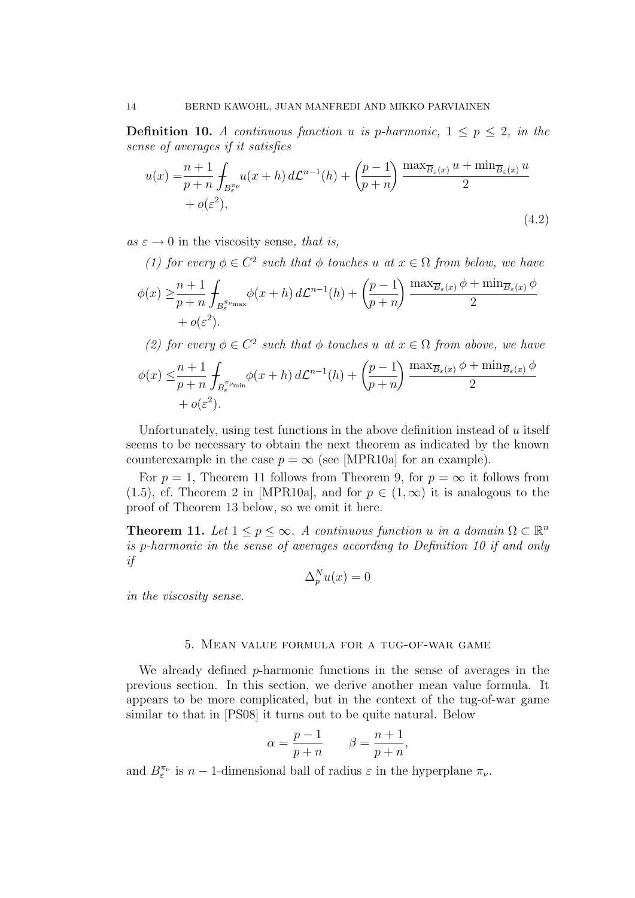**Definition 10.** *A continuous function $u$ is $p$-harmonic, $1 \le p \le 2$, in the sense of averages if it satisfies*

$$
\begin{aligned}
u(x) =& \frac{n+1}{p+n} \fint_{B_\varepsilon^{\pi_\nu}} u(x+h)\, d\mathcal{L}^{n-1}(h) + \left(\frac{p-1}{p+n}\right) \frac{\max_{\overline{B}_\varepsilon(x)} u + \min_{\overline{B}_\varepsilon(x)} u}{2} \\
&+ o(\varepsilon^2),
\end{aligned}
\tag{4.2}
$$

*as* $\varepsilon \to 0$ in the viscosity sense*, that is,*

*(1) for every $\phi \in C^2$ such that $\phi$ touches $u$ at $x \in \Omega$ from below, we have*

$$
\begin{aligned}
\phi(x) \ge& \frac{n+1}{p+n} \fint_{B_\varepsilon^{\pi_{\nu_{\max}}}} \phi(x+h)\, d\mathcal{L}^{n-1}(h) + \left(\frac{p-1}{p+n}\right) \frac{\max_{\overline{B}_\varepsilon(x)} \phi + \min_{\overline{B}_\varepsilon(x)} \phi}{2} \\
&+ o(\varepsilon^2).
\end{aligned}
$$

*(2) for every $\phi \in C^2$ such that $\phi$ touches $u$ at $x \in \Omega$ from above, we have*

$$
\begin{aligned}
\phi(x) \le& \frac{n+1}{p+n} \fint_{B_\varepsilon^{\pi_{\nu_{\min}}}} \phi(x+h)\, d\mathcal{L}^{n-1}(h) + \left(\frac{p-1}{p+n}\right) \frac{\max_{\overline{B}_\varepsilon(x)} \phi + \min_{\overline{B}_\varepsilon(x)} \phi}{2} \\
&+ o(\varepsilon^2).
\end{aligned}
$$

Unfortunately, using test functions in the above definition instead of $u$ itself seems to be necessary to obtain the next theorem as indicated by the known counterexample in the case $p = \infty$ (see [MPR10a] for an example).

For $p = 1$, Theorem 11 follows from Theorem 9, for $p = \infty$ it follows from (1.5), cf. Theorem 2 in [MPR10a], and for $p \in (1, \infty)$ it is analogous to the proof of Theorem 13 below, so we omit it here.

**Theorem 11.** *Let $1 \le p \le \infty$. A continuous function $u$ in a domain $\Omega \subset \mathbb{R}^n$ is $p$-harmonic in the sense of averages according to Definition 10 if and only if*

$$
\Delta_p^N u(x) = 0
$$

*in the viscosity sense.*

## 5. Mean value formula for a tug-of-war game

We already defined $p$-harmonic functions in the sense of averages in the previous section. In this section, we derive another mean value formula. It appears to be more complicated, but in the context of the tug-of-war game similar to that in [PS08] it turns out to be quite natural. Below

$$
\alpha = \frac{p-1}{p+n} \qquad \beta = \frac{n+1}{p+n},
$$

and $B_\varepsilon^{\pi_\nu}$ is $n-1$-dimensional ball of radius $\varepsilon$ in the hyperplane $\pi_\nu$.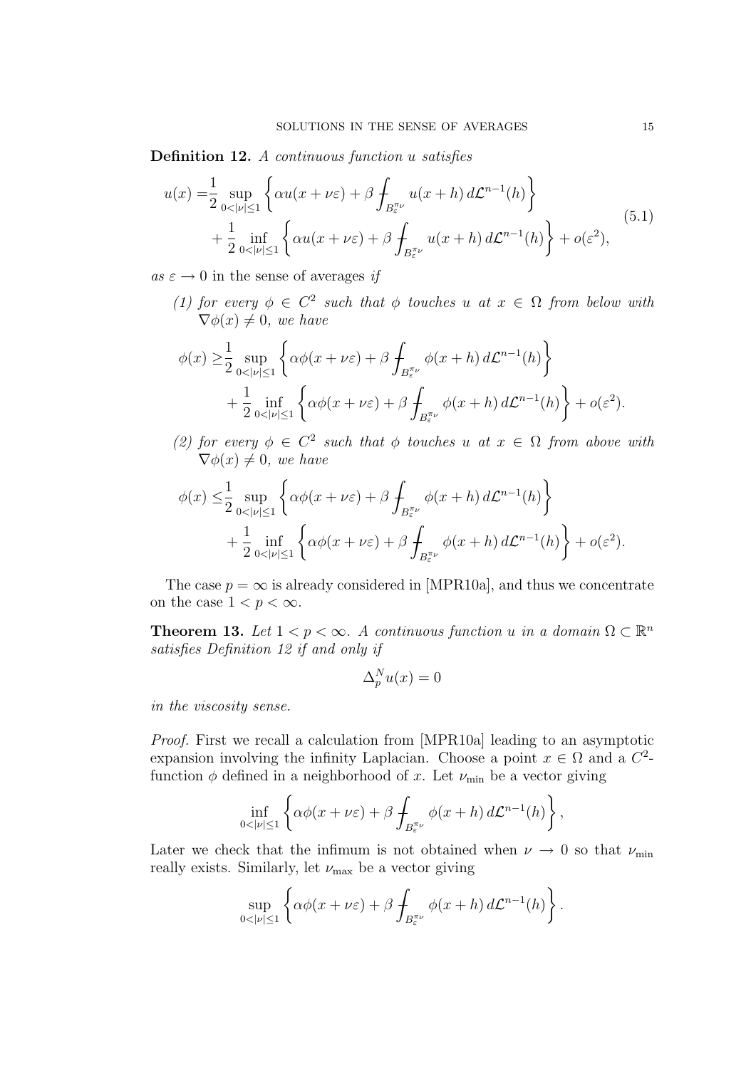**Definition 12.** *A continuous function $u$ satisfies*

$$
\begin{aligned}
u(x) =&\frac{1}{2} \sup_{0<|\nu|\leq 1} \left\{ \alpha u(x+\nu\varepsilon) + \beta \fint_{B_\varepsilon^{\pi_\nu}} u(x+h)\, d\mathcal{L}^{n-1}(h) \right\} \\
&+ \frac{1}{2} \inf_{0<|\nu|\leq 1} \left\{ \alpha u(x+\nu\varepsilon) + \beta \fint_{B_\varepsilon^{\pi_\nu}} u(x+h)\, d\mathcal{L}^{n-1}(h) \right\} + o(\varepsilon^2),
\end{aligned}
\tag{5.1}
$$

*as $\varepsilon \to 0$ in the sense of averages if*

*(1) for every $\phi \in C^2$ such that $\phi$ touches $u$ at $x \in \Omega$ from below with $\nabla\phi(x) \neq 0$, we have*

$$
\begin{aligned}
\phi(x) \geq&\frac{1}{2} \sup_{0<|\nu|\leq 1} \left\{ \alpha \phi(x+\nu\varepsilon) + \beta \fint_{B_\varepsilon^{\pi_\nu}} \phi(x+h)\, d\mathcal{L}^{n-1}(h) \right\} \\
&+ \frac{1}{2} \inf_{0<|\nu|\leq 1} \left\{ \alpha \phi(x+\nu\varepsilon) + \beta \fint_{B_\varepsilon^{\pi_\nu}} \phi(x+h)\, d\mathcal{L}^{n-1}(h) \right\} + o(\varepsilon^2).
\end{aligned}
$$

*(2) for every $\phi \in C^2$ such that $\phi$ touches $u$ at $x \in \Omega$ from above with $\nabla\phi(x) \neq 0$, we have*

$$
\begin{aligned}
\phi(x) \leq&\frac{1}{2} \sup_{0<|\nu|\leq 1} \left\{ \alpha \phi(x+\nu\varepsilon) + \beta \fint_{B_\varepsilon^{\pi_\nu}} \phi(x+h)\, d\mathcal{L}^{n-1}(h) \right\} \\
&+ \frac{1}{2} \inf_{0<|\nu|\leq 1} \left\{ \alpha \phi(x+\nu\varepsilon) + \beta \fint_{B_\varepsilon^{\pi_\nu}} \phi(x+h)\, d\mathcal{L}^{n-1}(h) \right\} + o(\varepsilon^2).
\end{aligned}
$$

The case $p = \infty$ is already considered in [MPR10a], and thus we concentrate on the case $1 < p < \infty$.

**Theorem 13.** *Let $1 < p < \infty$. A continuous function $u$ in a domain $\Omega \subset \mathbb{R}^n$ satisfies Definition 12 if and only if*

$$
\Delta_p^N u(x) = 0
$$

*in the viscosity sense.*

*Proof.* First we recall a calculation from [MPR10a] leading to an asymptotic expansion involving the infinity Laplacian. Choose a point $x \in \Omega$ and a $C^2$-function $\phi$ defined in a neighborhood of $x$. Let $\nu_{\min}$ be a vector giving

$$
\inf_{0<|\nu|\leq 1} \left\{ \alpha \phi(x+\nu\varepsilon) + \beta \fint_{B_\varepsilon^{\pi_\nu}} \phi(x+h)\, d\mathcal{L}^{n-1}(h) \right\},
$$

Later we check that the infimum is not obtained when $\nu \to 0$ so that $\nu_{\min}$ really exists. Similarly, let $\nu_{\max}$ be a vector giving

$$
\sup_{0<|\nu|\leq 1} \left\{ \alpha \phi(x+\nu\varepsilon) + \beta \fint_{B_\varepsilon^{\pi_\nu}} \phi(x+h)\, d\mathcal{L}^{n-1}(h) \right\}.
$$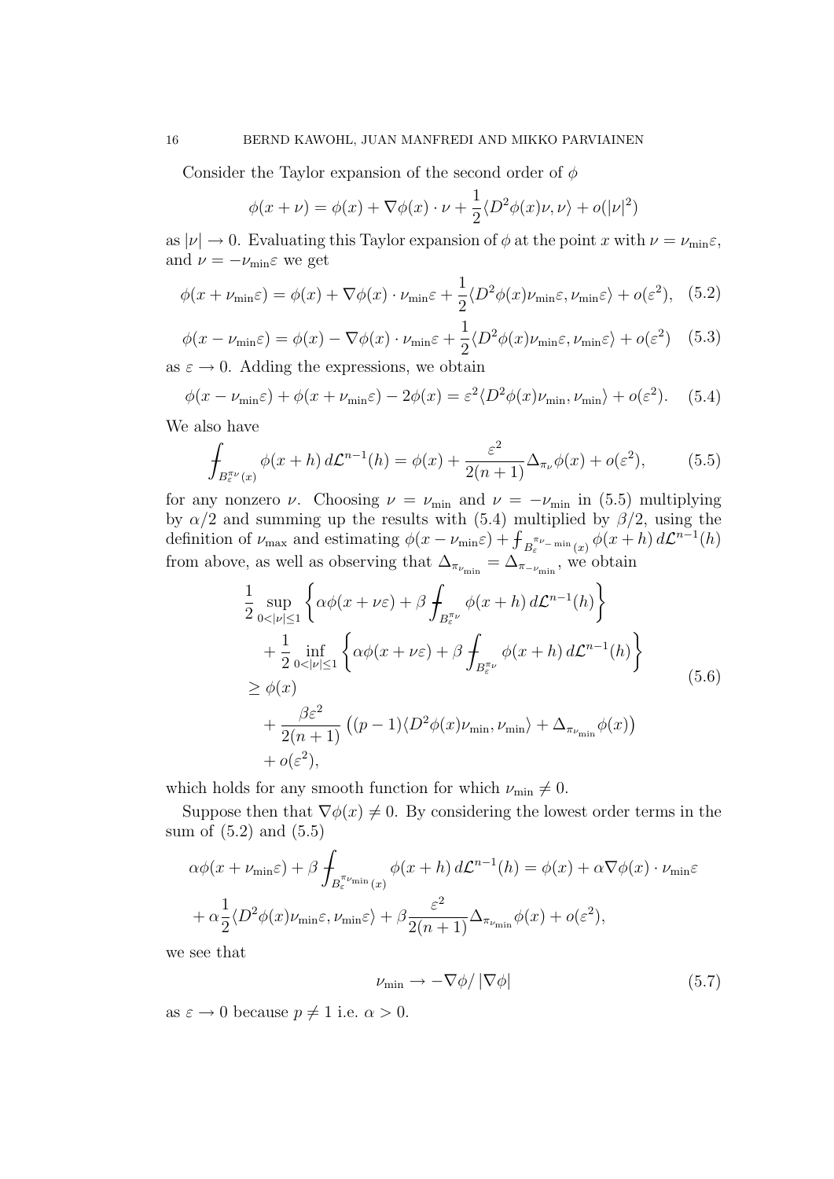Consider the Taylor expansion of the second order of $\phi$

$$\phi(x+\nu) = \phi(x) + \nabla\phi(x)\cdot\nu + \frac{1}{2}\langle D^2\phi(x)\nu, \nu\rangle + o(|\nu|^2)$$

as $|\nu| \to 0$. Evaluating this Taylor expansion of $\phi$ at the point $x$ with $\nu = \nu_{\min}\varepsilon$, and $\nu = -\nu_{\min}\varepsilon$ we get

$$\phi(x+\nu_{\min}\varepsilon) = \phi(x) + \nabla\phi(x)\cdot\nu_{\min}\varepsilon + \frac{1}{2}\langle D^2\phi(x)\nu_{\min}\varepsilon, \nu_{\min}\varepsilon\rangle + o(\varepsilon^2), \quad (5.2)$$

$$\phi(x-\nu_{\min}\varepsilon) = \phi(x) - \nabla\phi(x)\cdot\nu_{\min}\varepsilon + \frac{1}{2}\langle D^2\phi(x)\nu_{\min}\varepsilon, \nu_{\min}\varepsilon\rangle + o(\varepsilon^2) \quad (5.3)$$

as $\varepsilon \to 0$. Adding the expressions, we obtain

$$\phi(x-\nu_{\min}\varepsilon) + \phi(x+\nu_{\min}\varepsilon) - 2\phi(x) = \varepsilon^2\langle D^2\phi(x)\nu_{\min}, \nu_{\min}\rangle + o(\varepsilon^2). \quad (5.4)$$

We also have

$$\fint_{B_\varepsilon^{\pi_\nu}(x)} \phi(x+h)\, d\mathcal{L}^{n-1}(h) = \phi(x) + \frac{\varepsilon^2}{2(n+1)}\Delta_{\pi_\nu}\phi(x) + o(\varepsilon^2), \quad (5.5)$$

for any nonzero $\nu$. Choosing $\nu = \nu_{\min}$ and $\nu = -\nu_{\min}$ in (5.5) multiplying by $\alpha/2$ and summing up the results with (5.4) multiplied by $\beta/2$, using the definition of $\nu_{\max}$ and estimating $\phi(x-\nu_{\min}\varepsilon) + \fint_{B_\varepsilon^{\pi_{\nu_{-\min}}}(x)} \phi(x+h)\, d\mathcal{L}^{n-1}(h)$ from above, as well as observing that $\Delta_{\pi_{\nu_{\min}}} = \Delta_{\pi_{-\nu_{\min}}}$, we obtain

$$\begin{aligned}
&\frac{1}{2}\sup_{0<|\nu|\leq 1}\left\{\alpha\phi(x+\nu\varepsilon) + \beta\fint_{B_\varepsilon^{\pi_\nu}} \phi(x+h)\, d\mathcal{L}^{n-1}(h)\right\} \\
&\quad + \frac{1}{2}\inf_{0<|\nu|\leq 1}\left\{\alpha\phi(x+\nu\varepsilon) + \beta\fint_{B_\varepsilon^{\pi_\nu}} \phi(x+h)\, d\mathcal{L}^{n-1}(h)\right\} \\
&\geq \phi(x) \\
&\quad + \frac{\beta\varepsilon^2}{2(n+1)}\left((p-1)\langle D^2\phi(x)\nu_{\min}, \nu_{\min}\rangle + \Delta_{\pi_{\nu_{\min}}}\phi(x)\right) \\
&\quad + o(\varepsilon^2),
\end{aligned} \quad (5.6)$$

which holds for any smooth function for which $\nu_{\min} \neq 0$.

Suppose then that $\nabla\phi(x) \neq 0$. By considering the lowest order terms in the sum of (5.2) and (5.5)

$$\begin{aligned}
&\alpha\phi(x+\nu_{\min}\varepsilon) + \beta\fint_{B_\varepsilon^{\pi_{\nu_{\min}}}(x)} \phi(x+h)\, d\mathcal{L}^{n-1}(h) = \phi(x) + \alpha\nabla\phi(x)\cdot\nu_{\min}\varepsilon \\
&+ \alpha\frac{1}{2}\langle D^2\phi(x)\nu_{\min}\varepsilon, \nu_{\min}\varepsilon\rangle + \beta\frac{\varepsilon^2}{2(n+1)}\Delta_{\pi_{\nu_{\min}}}\phi(x) + o(\varepsilon^2),
\end{aligned}$$

we see that

$$\nu_{\min} \to -\nabla\phi/\left|\nabla\phi\right| \quad (5.7)$$

as $\varepsilon \to 0$ because $p \neq 1$ i.e. $\alpha > 0$.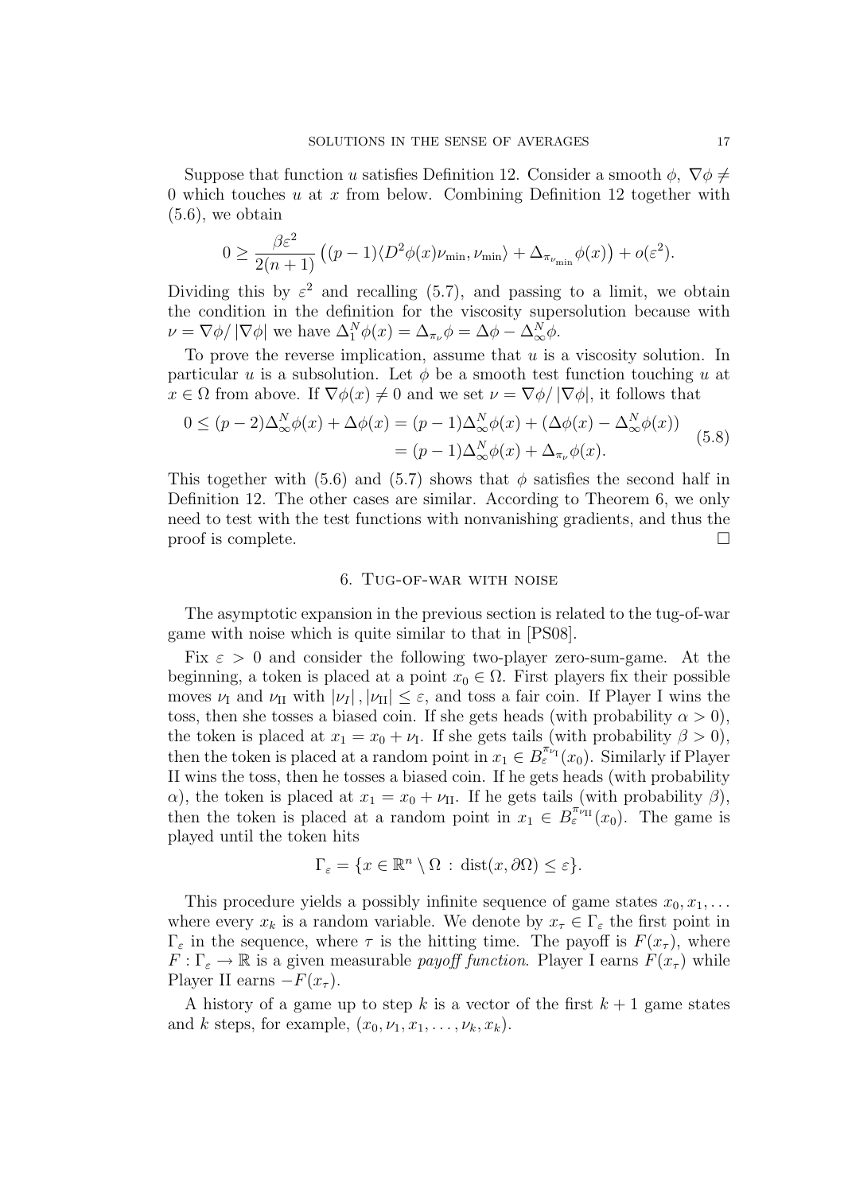Suppose that function $u$ satisfies Definition 12. Consider a smooth $\phi$, $\nabla \phi \neq 0$ which touches $u$ at $x$ from below. Combining Definition 12 together with (5.6), we obtain

$$0 \geq \frac{\beta \varepsilon^2}{2(n+1)} \left( (p-1)\langle D^2\phi(x)\nu_{\min}, \nu_{\min}\rangle + \Delta_{\pi_{\nu_{\min}}} \phi(x) \right) + o(\varepsilon^2).$$

Dividing this by $\varepsilon^2$ and recalling (5.7), and passing to a limit, we obtain the condition in the definition for the viscosity supersolution because with $\nu = \nabla\phi / |\nabla \phi|$ we have $\Delta_1^N \phi(x) = \Delta_{\pi_\nu}\phi = \Delta\phi - \Delta_\infty^N \phi$.

To prove the reverse implication, assume that $u$ is a viscosity solution. In particular $u$ is a subsolution. Let $\phi$ be a smooth test function touching $u$ at $x \in \Omega$ from above. If $\nabla\phi(x) \neq 0$ and we set $\nu = \nabla \phi / |\nabla\phi|$, it follows that

$$\begin{aligned} 0 \leq (p-2)\Delta_\infty^N \phi(x) + \Delta\phi(x) &= (p-1)\Delta_\infty^N \phi(x) + (\Delta\phi(x) - \Delta_\infty^N\phi(x)) \\ &= (p-1)\Delta_\infty^N \phi(x) + \Delta_{\pi_\nu}\phi(x). \end{aligned} \tag{5.8}$$

This together with (5.6) and (5.7) shows that $\phi$ satisfies the second half in Definition 12. The other cases are similar. According to Theorem 6, we only need to test with the test functions with nonvanishing gradients, and thus the proof is complete. $\square$

## 6. Tug-of-war with noise

The asymptotic expansion in the previous section is related to the tug-of-war game with noise which is quite similar to that in [PS08].

Fix $\varepsilon > 0$ and consider the following two-player zero-sum-game. At the beginning, a token is placed at a point $x_0 \in \Omega$. First players fix their possible moves $\nu_{\text{I}}$ and $\nu_{\text{II}}$ with $|\nu_I|, |\nu_{\text{II}}| \leq \varepsilon$, and toss a fair coin. If Player I wins the toss, then she tosses a biased coin. If she gets heads (with probability $\alpha > 0$), the token is placed at $x_1 = x_0 + \nu_{\text{I}}$. If she gets tails (with probability $\beta > 0$), then the token is placed at a random point in $x_1 \in B_\varepsilon^{\pi_{\nu_{\text{I}}}}(x_0)$. Similarly if Player II wins the toss, then he tosses a biased coin. If he gets heads (with probability $\alpha$), the token is placed at $x_1 = x_0 + \nu_{\text{II}}$. If he gets tails (with probability $\beta$), then the token is placed at a random point in $x_1 \in B_\varepsilon^{\pi_{\nu_{\text{II}}}}(x_0)$. The game is played until the token hits

$$\Gamma_\varepsilon = \{x \in \mathbb{R}^n \setminus \Omega \,:\, \operatorname{dist}(x, \partial\Omega) \leq \varepsilon\}.$$

This procedure yields a possibly infinite sequence of game states $x_0, x_1, \ldots$ where every $x_k$ is a random variable. We denote by $x_\tau \in \Gamma_\varepsilon$ the first point in $\Gamma_\varepsilon$ in the sequence, where $\tau$ is the hitting time. The payoff is $F(x_\tau)$, where $F : \Gamma_\varepsilon \to \mathbb{R}$ is a given measurable *payoff function*. Player I earns $F(x_\tau)$ while Player II earns $-F(x_\tau)$.

A history of a game up to step $k$ is a vector of the first $k+1$ game states and $k$ steps, for example, $(x_0, \nu_1, x_1, \ldots, \nu_k, x_k)$.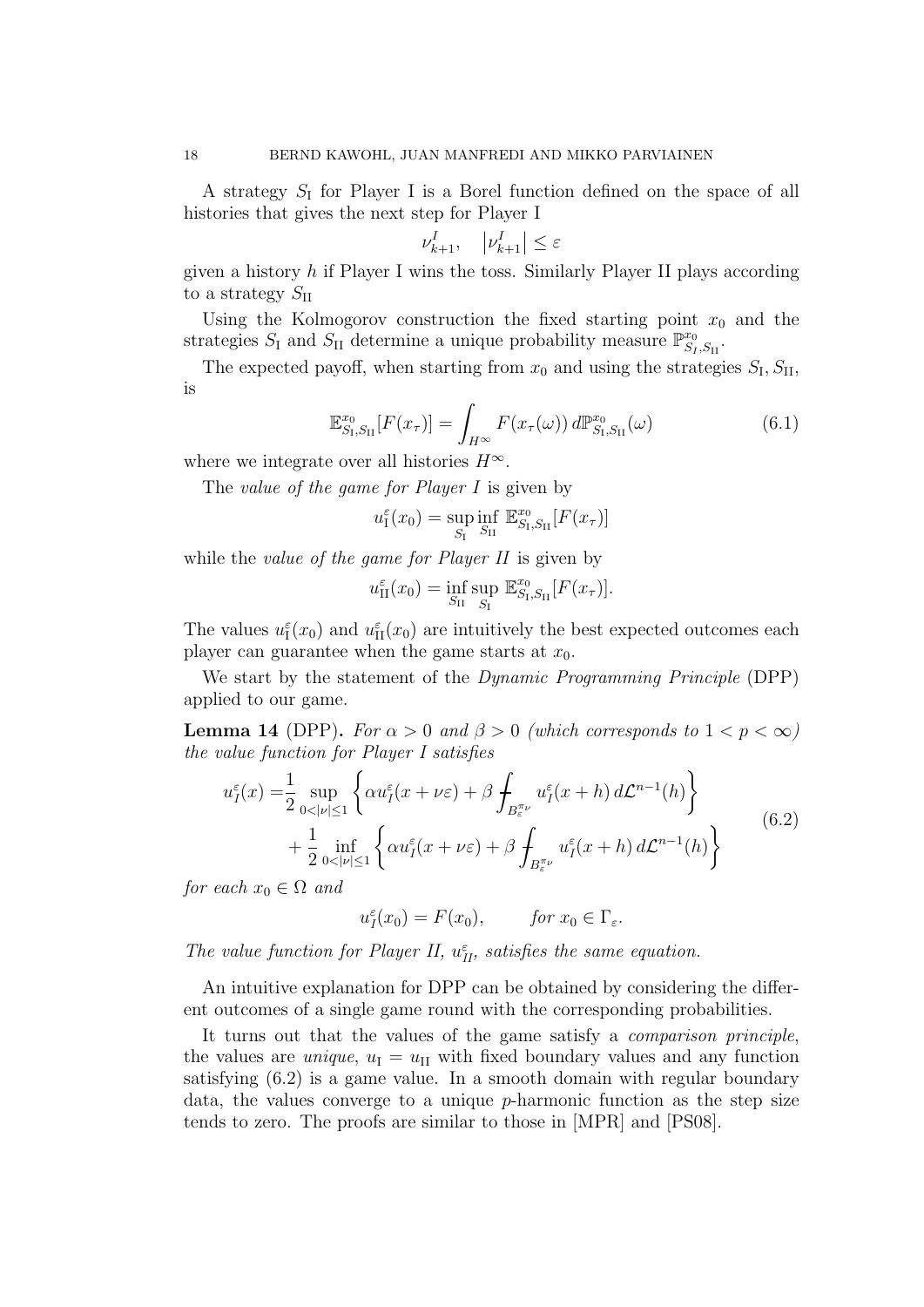A strategy $S_{\mathrm{I}}$ for Player I is a Borel function defined on the space of all histories that gives the next step for Player I

$$\nu_{k+1}^{I}, \quad \left|\nu_{k+1}^{I}\right| \leq \varepsilon$$

given a history $h$ if Player I wins the toss. Similarly Player II plays according to a strategy $S_{\mathrm{II}}$

Using the Kolmogorov construction the fixed starting point $x_0$ and the strategies $S_{\mathrm{I}}$ and $S_{\mathrm{II}}$ determine a unique probability measure $\mathbb{P}^{x_0}_{S_I,S_{\mathrm{II}}}$.

The expected payoff, when starting from $x_0$ and using the strategies $S_{\mathrm{I}}, S_{\mathrm{II}}$, is

$$\mathbb{E}^{x_0}_{S_{\mathrm{I}},S_{\mathrm{II}}}[F(x_\tau)] = \int_{H^\infty} F(x_\tau(\omega))\, d\mathbb{P}^{x_0}_{S_{\mathrm{I}},S_{\mathrm{II}}}(\omega) \tag{6.1}$$

where we integrate over all histories $H^\infty$.

The *value of the game for Player I* is given by

$$u^\varepsilon_{\mathrm{I}}(x_0) = \sup_{S_{\mathrm{I}}} \inf_{S_{\mathrm{II}}} \mathbb{E}^{x_0}_{S_{\mathrm{I}},S_{\mathrm{II}}}[F(x_\tau)]$$

while the *value of the game for Player II* is given by

$$u^\varepsilon_{\mathrm{II}}(x_0) = \inf_{S_{\mathrm{II}}} \sup_{S_{\mathrm{I}}} \mathbb{E}^{x_0}_{S_{\mathrm{I}},S_{\mathrm{II}}}[F(x_\tau)].$$

The values $u^\varepsilon_{\mathrm{I}}(x_0)$ and $u^\varepsilon_{\mathrm{II}}(x_0)$ are intuitively the best expected outcomes each player can guarantee when the game starts at $x_0$.

We start by the statement of the *Dynamic Programming Principle* (DPP) applied to our game.

**Lemma 14** (DPP)**.** *For $\alpha > 0$ and $\beta > 0$ (which corresponds to $1 < p < \infty$) the value function for Player I satisfies*

$$\begin{aligned} u^\varepsilon_I(x) =& \frac{1}{2} \sup_{0<|\nu|\leq 1} \left\{ \alpha u^\varepsilon_I(x+\nu\varepsilon) + \beta \fint_{B^{\pi_\nu}_\varepsilon} u^\varepsilon_I(x+h)\, d\mathcal{L}^{n-1}(h) \right\} \\ &+ \frac{1}{2} \inf_{0<|\nu|\leq 1} \left\{ \alpha u^\varepsilon_I(x+\nu\varepsilon) + \beta \fint_{B^{\pi_\nu}_\varepsilon} u^\varepsilon_I(x+h)\, d\mathcal{L}^{n-1}(h) \right\} \end{aligned} \tag{6.2}$$

*for each $x_0 \in \Omega$ and*

$$u^\varepsilon_I(x_0) = F(x_0), \qquad \textit{for } x_0 \in \Gamma_\varepsilon.$$

*The value function for Player II, $u^\varepsilon_{II}$, satisfies the same equation.*

An intuitive explanation for DPP can be obtained by considering the different outcomes of a single game round with the corresponding probabilities.

It turns out that the values of the game satisfy a *comparison principle*, the values are *unique*, $u_{\mathrm{I}} = u_{\mathrm{II}}$ with fixed boundary values and any function satisfying (6.2) is a game value. In a smooth domain with regular boundary data, the values converge to a unique $p$-harmonic function as the step size tends to zero. The proofs are similar to those in [MPR] and [PS08].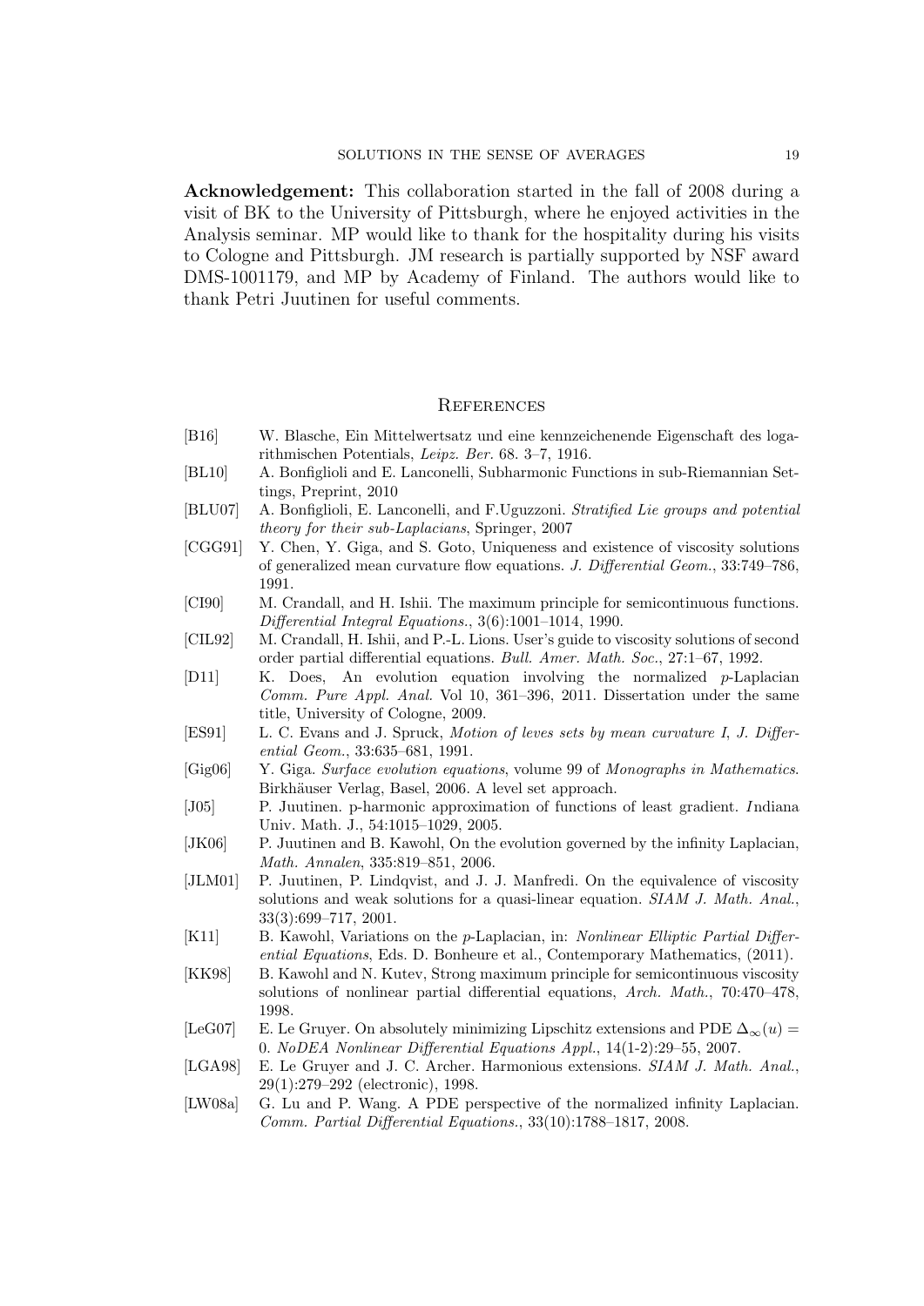**Acknowledgement:** This collaboration started in the fall of 2008 during a visit of BK to the University of Pittsburgh, where he enjoyed activities in the Analysis seminar. MP would like to thank for the hospitality during his visits to Cologne and Pittsburgh. JM research is partially supported by NSF award DMS-1001179, and MP by Academy of Finland. The authors would like to thank Petri Juutinen for useful comments.

## References

- [B16] W. Blasche, Ein Mittelwertsatz und eine kennzeichenende Eigenschaft des logarithmischen Potentials, *Leipz. Ber.* 68. 3–7, 1916.
- [BL10] A. Bonfiglioli and E. Lanconelli, Subharmonic Functions in sub-Riemannian Settings, Preprint, 2010
- [BLU07] A. Bonfiglioli, E. Lanconelli, and F.Uguzzoni. *Stratified Lie groups and potential theory for their sub-Laplacians*, Springer, 2007
- [CGG91] Y. Chen, Y. Giga, and S. Goto, Uniqueness and existence of viscosity solutions of generalized mean curvature flow equations. *J. Differential Geom.*, 33:749–786, 1991.
- [CI90] M. Crandall, and H. Ishii. The maximum principle for semicontinuous functions. *Differential Integral Equations.*, 3(6):1001–1014, 1990.
- [CIL92] M. Crandall, H. Ishii, and P.-L. Lions. User's guide to viscosity solutions of second order partial differential equations. *Bull. Amer. Math. Soc.*, 27:1–67, 1992.
- [D11] K. Does, An evolution equation involving the normalized $p$-Laplacian *Comm. Pure Appl. Anal.* Vol 10, 361–396, 2011. Dissertation under the same title, University of Cologne, 2009.
- [ES91] L. C. Evans and J. Spruck, *Motion of leves sets by mean curvature I*, *J. Differential Geom.*, 33:635–681, 1991.
- [Gig06] Y. Giga. *Surface evolution equations*, volume 99 of *Monographs in Mathematics*. Birkhäuser Verlag, Basel, 2006. A level set approach.
- [J05] P. Juutinen. p-harmonic approximation of functions of least gradient. *I*ndiana Univ. Math. J., 54:1015–1029, 2005.
- [JK06] P. Juutinen and B. Kawohl, On the evolution governed by the infinity Laplacian, *Math. Annalen*, 335:819–851, 2006.
- [JLM01] P. Juutinen, P. Lindqvist, and J. J. Manfredi. On the equivalence of viscosity solutions and weak solutions for a quasi-linear equation. *SIAM J. Math. Anal.*, 33(3):699–717, 2001.
- [K11] B. Kawohl, Variations on the $p$-Laplacian, in: *Nonlinear Elliptic Partial Differential Equations*, Eds. D. Bonheure et al., Contemporary Mathematics, (2011).
- [KK98] B. Kawohl and N. Kutev, Strong maximum principle for semicontinuous viscosity solutions of nonlinear partial differential equations, *Arch. Math.*, 70:470–478, 1998.
- [LeG07] E. Le Gruyer. On absolutely minimizing Lipschitz extensions and PDE $\Delta_\infty(u) = 0$. *NoDEA Nonlinear Differential Equations Appl.*, 14(1-2):29–55, 2007.
- [LGA98] E. Le Gruyer and J. C. Archer. Harmonious extensions. *SIAM J. Math. Anal.*, 29(1):279–292 (electronic), 1998.
- [LW08a] G. Lu and P. Wang. A PDE perspective of the normalized infinity Laplacian. *Comm. Partial Differential Equations.*, 33(10):1788–1817, 2008.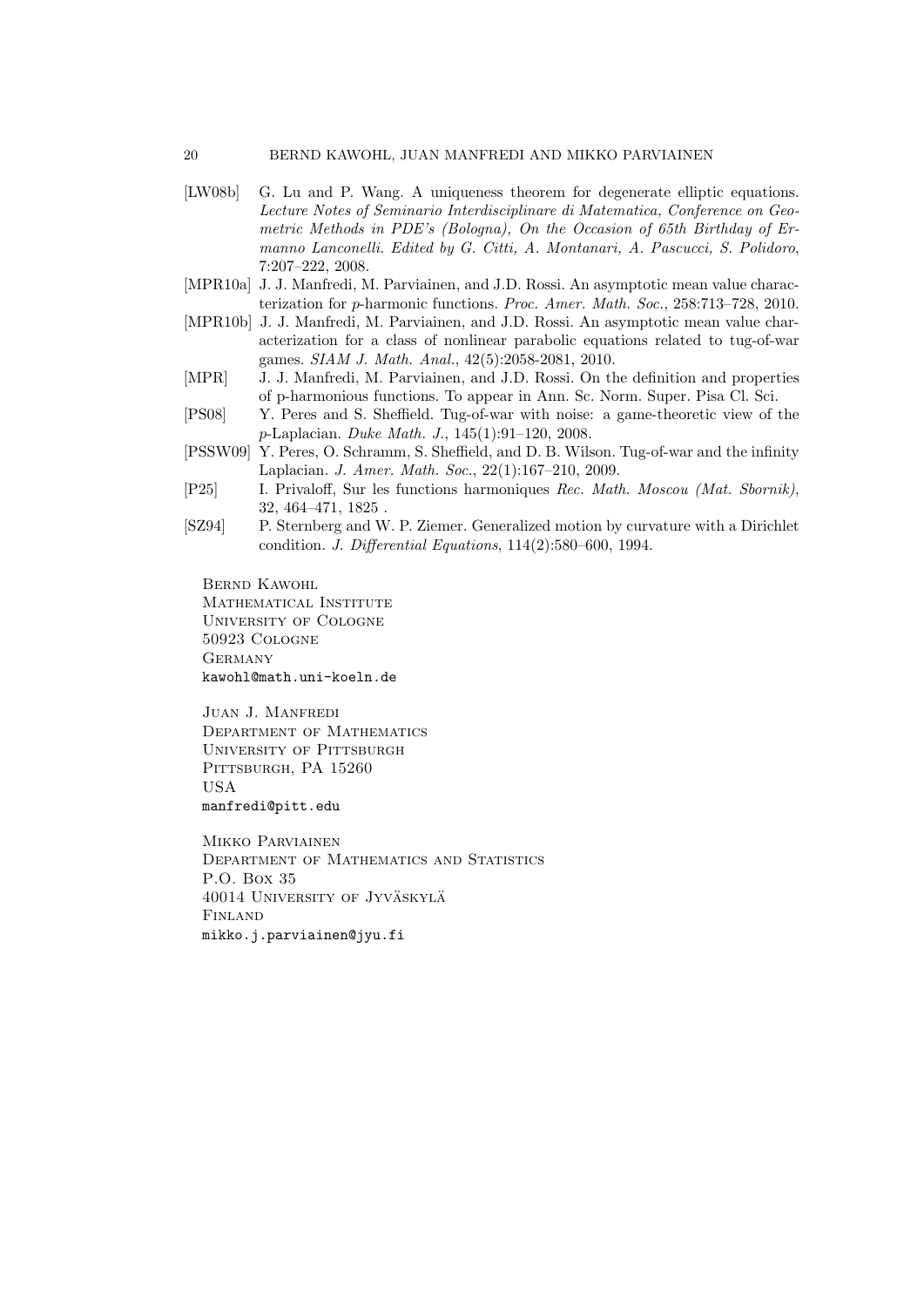[LW08b] G. Lu and P. Wang. A uniqueness theorem for degenerate elliptic equations. *Lecture Notes of Seminario Interdisciplinare di Matematica, Conference on Geometric Methods in PDE's (Bologna), On the Occasion of 65th Birthday of Ermanno Lanconelli. Edited by G. Citti, A. Montanari, A. Pascucci, S. Polidoro*, 7:207–222, 2008.

[MPR10a] J. J. Manfredi, M. Parviainen, and J.D. Rossi. An asymptotic mean value characterization for $p$-harmonic functions. *Proc. Amer. Math. Soc.*, 258:713–728, 2010.

[MPR10b] J. J. Manfredi, M. Parviainen, and J.D. Rossi. An asymptotic mean value characterization for a class of nonlinear parabolic equations related to tug-of-war games. *SIAM J. Math. Anal.*, 42(5):2058-2081, 2010.

[MPR] J. J. Manfredi, M. Parviainen, and J.D. Rossi. On the definition and properties of p-harmonious functions. To appear in Ann. Sc. Norm. Super. Pisa Cl. Sci.

[PS08] Y. Peres and S. Sheffield. Tug-of-war with noise: a game-theoretic view of the $p$-Laplacian. *Duke Math. J.*, 145(1):91–120, 2008.

[PSSW09] Y. Peres, O. Schramm, S. Sheffield, and D. B. Wilson. Tug-of-war and the infinity Laplacian. *J. Amer. Math. Soc.*, 22(1):167–210, 2009.

[P25] I. Privaloff, Sur les functions harmoniques *Rec. Math. Moscou (Mat. Sbornik)*, 32, 464–471, 1825 .

[SZ94] P. Sternberg and W. P. Ziemer. Generalized motion by curvature with a Dirichlet condition. *J. Differential Equations*, 114(2):580–600, 1994.

Bernd Kawohl
Mathematical Institute
University of Cologne
50923 Cologne
Germany
kawohl@math.uni-koeln.de

Juan J. Manfredi
Department of Mathematics
University of Pittsburgh
Pittsburgh, PA 15260
USA
manfredi@pitt.edu

Mikko Parviainen
Department of Mathematics and Statistics
P.O. Box 35
40014 University of Jyväskylä
Finland
mikko.j.parviainen@jyu.fi